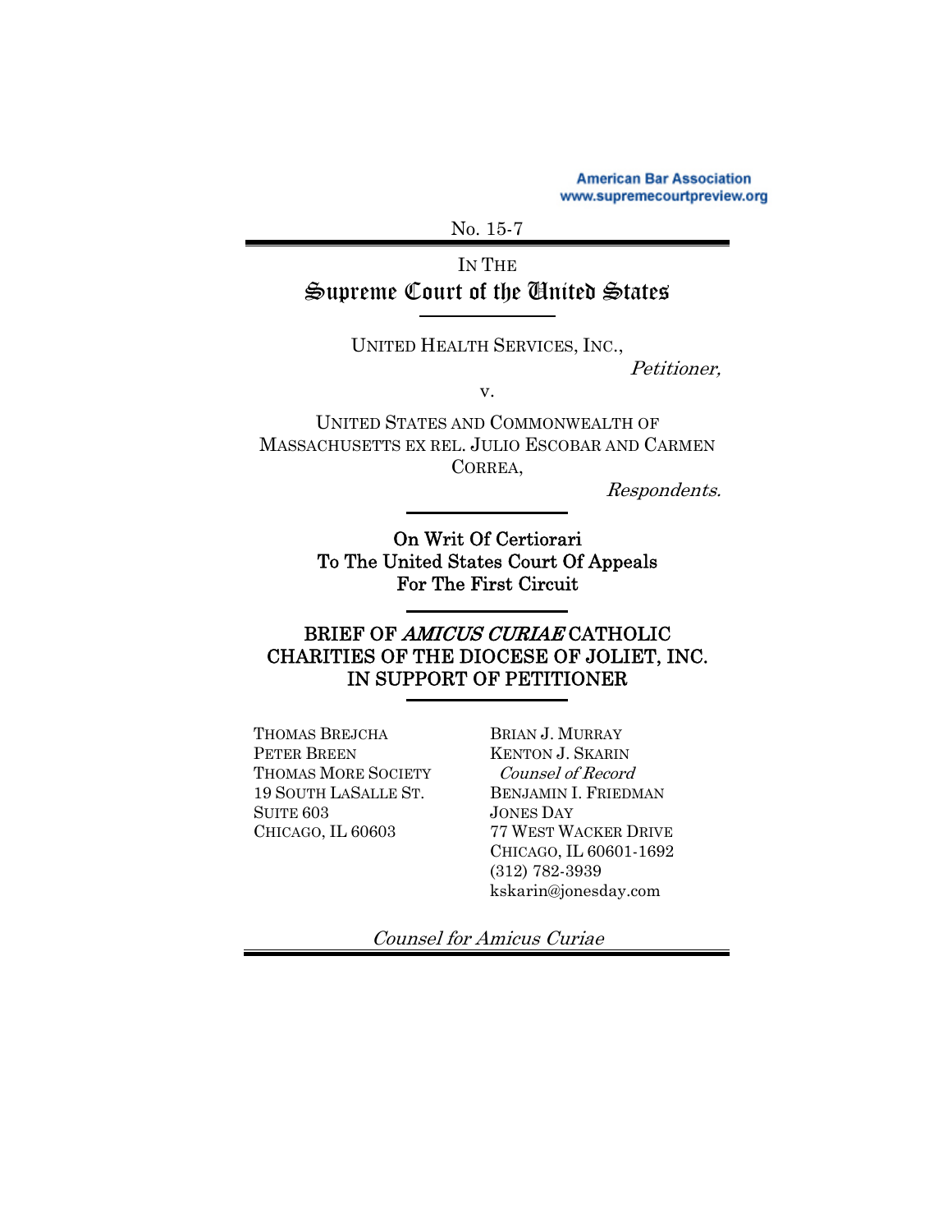American Bar Association
www.supremecourtpreview.org

No. 15-7

IN THE

# Supreme Court of the United States

UNITED HEALTH SERVICES, INC.,

*Petitioner,*

v.

UNITED STATES AND COMMONWEALTH OF MASSACHUSETTS EX REL. JULIO ESCOBAR AND CARMEN CORREA,

*Respondents.*

On Writ Of Certiorari
To The United States Court Of Appeals
For The First Circuit

## BRIEF OF *AMICUS CURIAE* CATHOLIC CHARITIES OF THE DIOCESE OF JOLIET, INC. IN SUPPORT OF PETITIONER

THOMAS BREJCHA
PETER BREEN
THOMAS MORE SOCIETY
19 SOUTH LASALLE ST.
SUITE 603
CHICAGO, IL 60603

BRIAN J. MURRAY
KENTON J. SKARIN
*Counsel of Record*
BENJAMIN I. FRIEDMAN
JONES DAY
77 WEST WACKER DRIVE
CHICAGO, IL 60601-1692
(312) 782-3939
kskarin@jonesday.com

*Counsel for Amicus Curiae*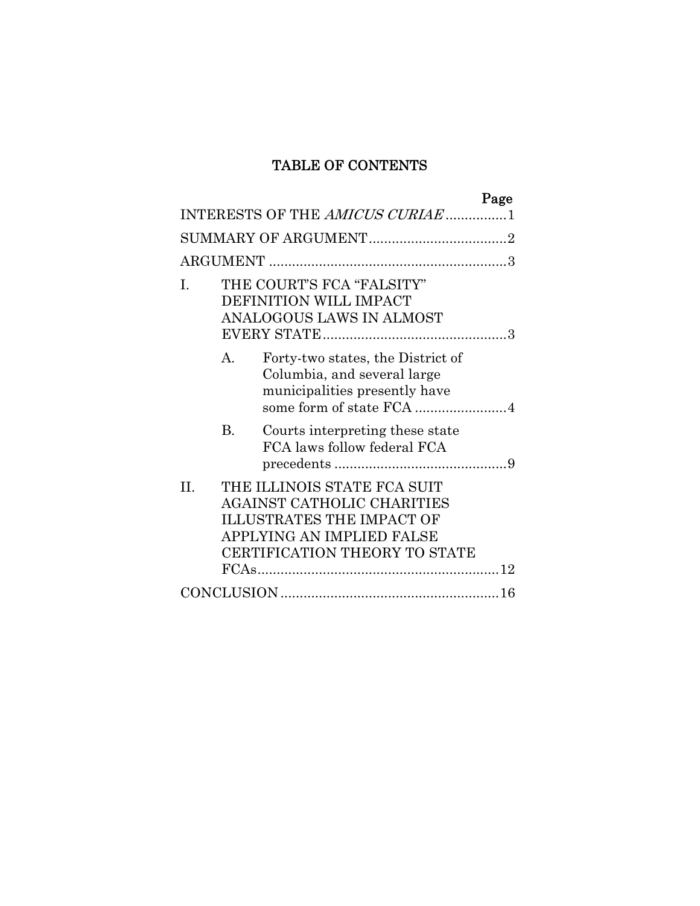# TABLE OF CONTENTS

| | Page |
|---|---|
| INTERESTS OF THE *AMICUS CURIAE* | 1 |
| SUMMARY OF ARGUMENT | 2 |
| ARGUMENT | 3 |
| I. THE COURT'S FCA "FALSITY" DEFINITION WILL IMPACT ANALOGOUS LAWS IN ALMOST EVERY STATE | 3 |
| A. Forty-two states, the District of Columbia, and several large municipalities presently have some form of state FCA | 4 |
| B. Courts interpreting these state FCA laws follow federal FCA precedents | 9 |
| II. THE ILLINOIS STATE FCA SUIT AGAINST CATHOLIC CHARITIES ILLUSTRATES THE IMPACT OF APPLYING AN IMPLIED FALSE CERTIFICATION THEORY TO STATE FCAs | 12 |
| CONCLUSION | 16 |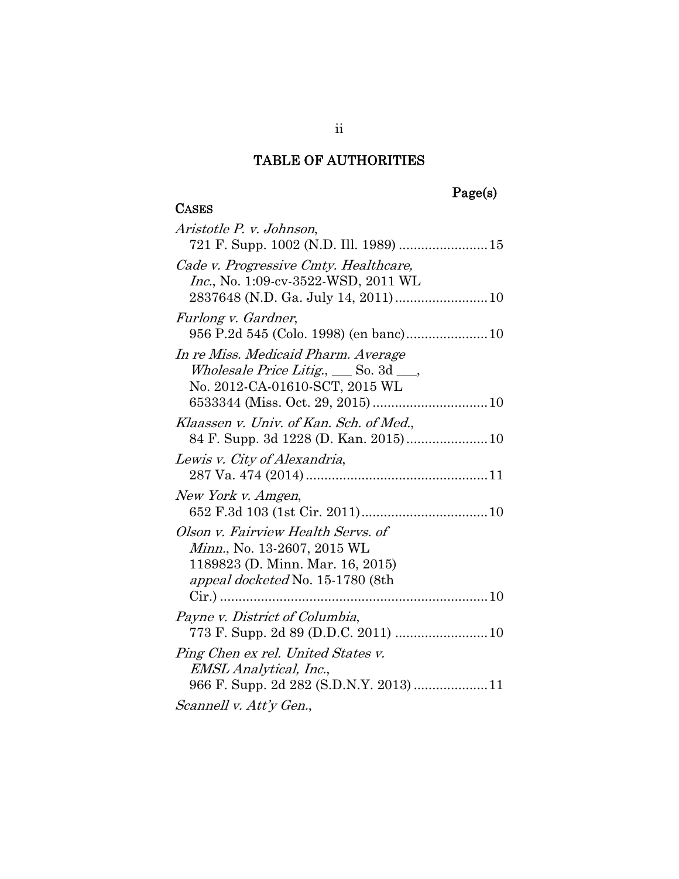# TABLE OF AUTHORITIES

Page(s)

**CASES**

*Aristotle P. v. Johnson*, 721 F. Supp. 1002 (N.D. Ill. 1989) ........................ 15

*Cade v. Progressive Cmty. Healthcare, Inc.*, No. 1:09-cv-3522-WSD, 2011 WL 2837648 (N.D. Ga. July 14, 2011) ........................ 10

*Furlong v. Gardner*, 956 P.2d 545 (Colo. 1998) (en banc) ...................... 10

*In re Miss. Medicaid Pharm. Average Wholesale Price Litig.*, ___ So. 3d ___, No. 2012-CA-01610-SCT, 2015 WL 6533344 (Miss. Oct. 29, 2015) ............................... 10

*Klaassen v. Univ. of Kan. Sch. of Med.*, 84 F. Supp. 3d 1228 (D. Kan. 2015) ...................... 10

*Lewis v. City of Alexandria*, 287 Va. 474 (2014) ................................................. 11

*New York v. Amgen*, 652 F.3d 103 (1st Cir. 2011) .................................. 10

*Olson v. Fairview Health Servs. of Minn.*, No. 13-2607, 2015 WL 1189823 (D. Minn. Mar. 16, 2015) *appeal docketed* No. 15-1780 (8th Cir.) ........................................................................ 10

*Payne v. District of Columbia*, 773 F. Supp. 2d 89 (D.D.C. 2011) ......................... 10

*Ping Chen ex rel. United States v. EMSL Analytical, Inc.*, 966 F. Supp. 2d 282 (S.D.N.Y. 2013) .................... 11

*Scannell v. Att'y Gen.*,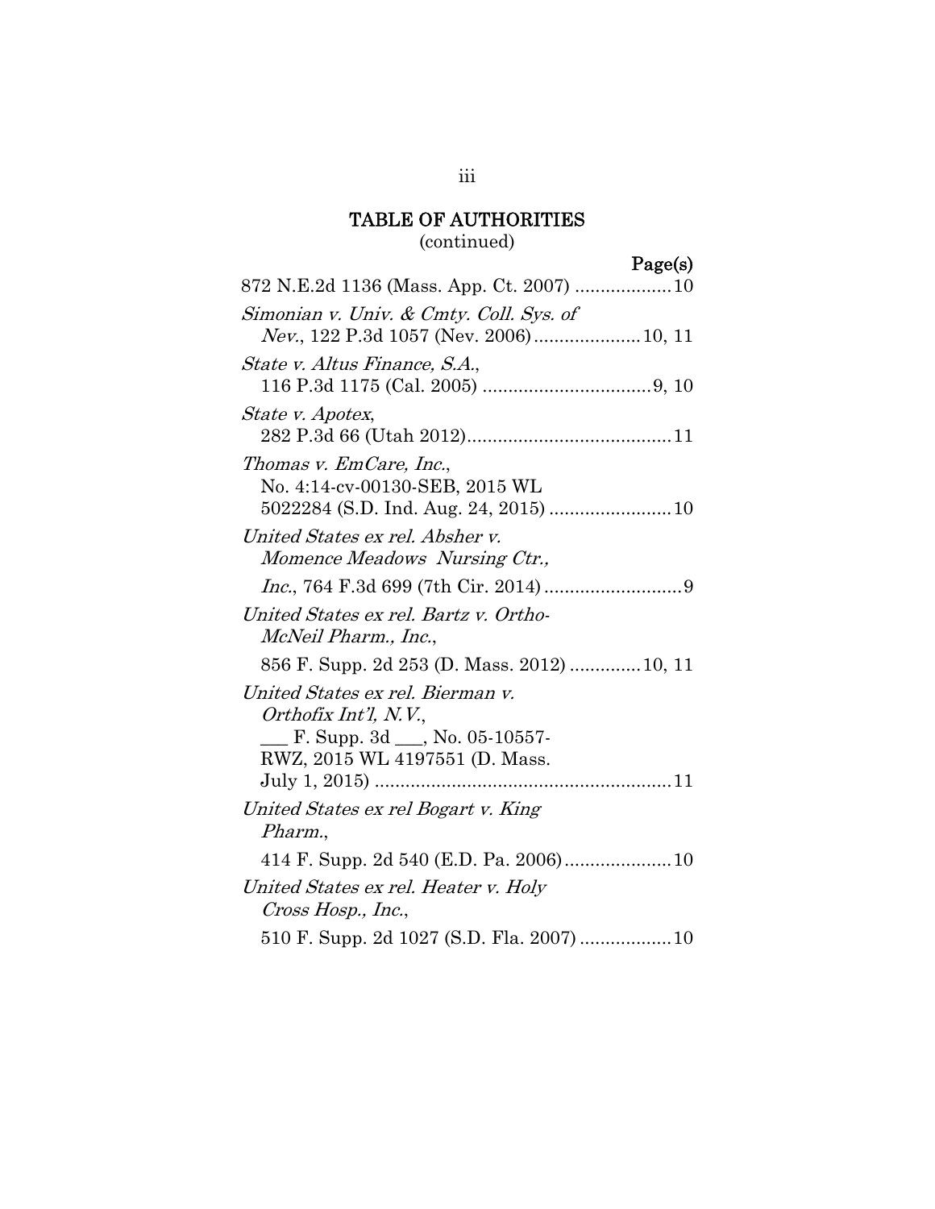## TABLE OF AUTHORITIES
(continued)

Page(s)

872 N.E.2d 1136 (Mass. App. Ct. 2007) ....................10

*Simonian v. Univ. & Cmty. Coll. Sys. of Nev.*, 122 P.3d 1057 (Nev. 2006).....................10, 11

*State v. Altus Finance, S.A.*, 116 P.3d 1175 (Cal. 2005) .................................9, 10

*State v. Apotex*, 282 P.3d 66 (Utah 2012)........................................11

*Thomas v. EmCare, Inc.*, No. 4:14-cv-00130-SEB, 2015 WL 5022284 (S.D. Ind. Aug. 24, 2015) ........................10

*United States ex rel. Absher v. Momence Meadows Nursing Ctr., Inc.*, 764 F.3d 699 (7th Cir. 2014)...........................9

*United States ex rel. Bartz v. Ortho-McNeil Pharm., Inc.*, 856 F. Supp. 2d 253 (D. Mass. 2012) .............10, 11

*United States ex rel. Bierman v. Orthofix Int'l, N.V.*, ___ F. Supp. 3d ___, No. 05-10557-RWZ, 2015 WL 4197551 (D. Mass. July 1, 2015) ..........................................................11

*United States ex rel Bogart v. King Pharm.*, 414 F. Supp. 2d 540 (E.D. Pa. 2006).....................10

*United States ex rel. Heater v. Holy Cross Hosp., Inc.*, 510 F. Supp. 2d 1027 (S.D. Fla. 2007) ..................10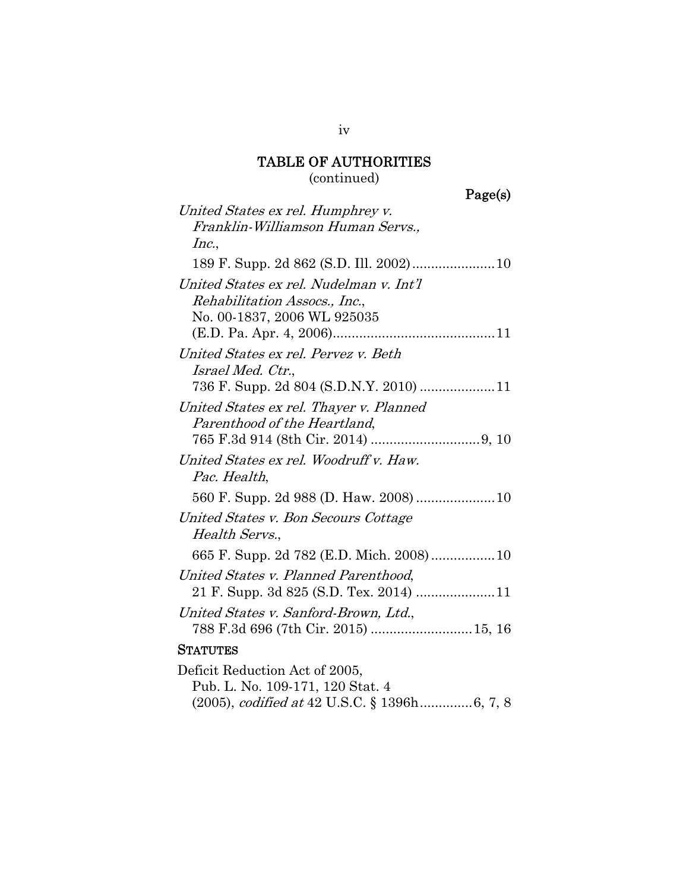## TABLE OF AUTHORITIES
(continued)

Page(s)

*United States ex rel. Humphrey v. Franklin-Williamson Human Servs., Inc.*, 189 F. Supp. 2d 862 (S.D. Ill. 2002) ...................... 10

*United States ex rel. Nudelman v. Int'l Rehabilitation Assocs., Inc.*, No. 00-1837, 2006 WL 925035 (E.D. Pa. Apr. 4, 2006) ........................................... 11

*United States ex rel. Pervez v. Beth Israel Med. Ctr.*, 736 F. Supp. 2d 804 (S.D.N.Y. 2010) .................... 11

*United States ex rel. Thayer v. Planned Parenthood of the Heartland*, 765 F.3d 914 (8th Cir. 2014) ............................. 9, 10

*United States ex rel. Woodruff v. Haw. Pac. Health*, 560 F. Supp. 2d 988 (D. Haw. 2008) ..................... 10

*United States v. Bon Secours Cottage Health Servs.*, 665 F. Supp. 2d 782 (E.D. Mich. 2008) ................. 10

*United States v. Planned Parenthood*, 21 F. Supp. 3d 825 (S.D. Tex. 2014) ..................... 11

*United States v. Sanford-Brown, Ltd.*, 788 F.3d 696 (7th Cir. 2015) ........................... 15, 16

STATUTES

Deficit Reduction Act of 2005, Pub. L. No. 109-171, 120 Stat. 4 (2005), *codified at* 42 U.S.C. § 1396h.............. 6, 7, 8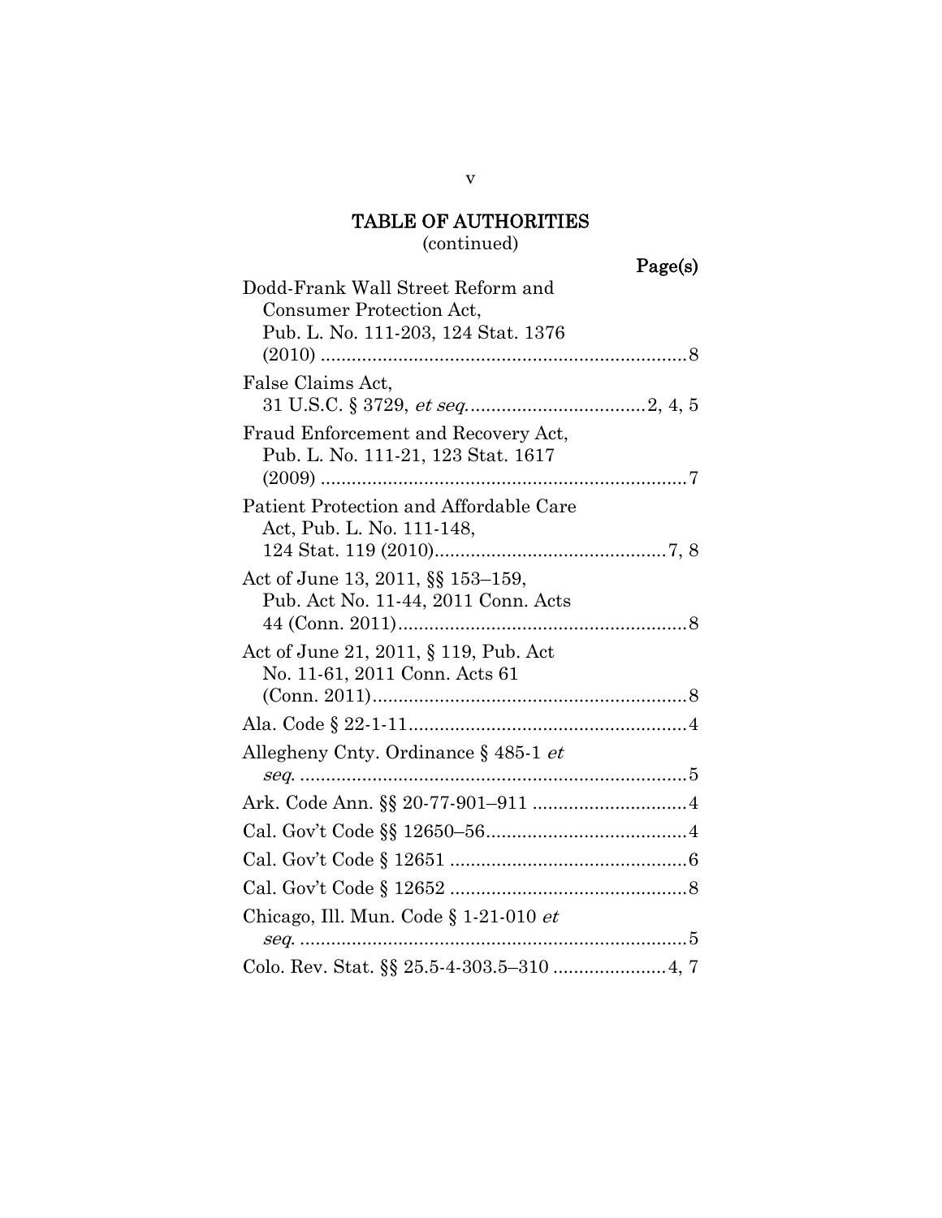## TABLE OF AUTHORITIES
(continued)

**Page(s)**

Dodd-Frank Wall Street Reform and Consumer Protection Act, Pub. L. No. 111-203, 124 Stat. 1376 (2010) ........................................................................ 8

False Claims Act, 31 U.S.C. § 3729, *et seq.* .................................. 2, 4, 5

Fraud Enforcement and Recovery Act, Pub. L. No. 111-21, 123 Stat. 1617 (2009) ........................................................................ 7

Patient Protection and Affordable Care Act, Pub. L. No. 111-148, 124 Stat. 119 (2010) ............................................. 7, 8

Act of June 13, 2011, §§ 153–159, Pub. Act No. 11-44, 2011 Conn. Acts 44 (Conn. 2011) ........................................................ 8

Act of June 21, 2011, § 119, Pub. Act No. 11-61, 2011 Conn. Acts 61 (Conn. 2011) ............................................................ 8

Ala. Code § 22-1-11 ...................................................... 4

Allegheny Cnty. Ordinance § 485-1 *et seq.* ........................................................................... 5

Ark. Code Ann. §§ 20-77-901–911 .............................. 4

Cal. Gov't Code §§ 12650–56 ....................................... 4

Cal. Gov't Code § 12651 .............................................. 6

Cal. Gov't Code § 12652 .............................................. 8

Chicago, Ill. Mun. Code § 1-21-010 *et seq.* ........................................................................... 5

Colo. Rev. Stat. §§ 25.5-4-303.5–310 ...................... 4, 7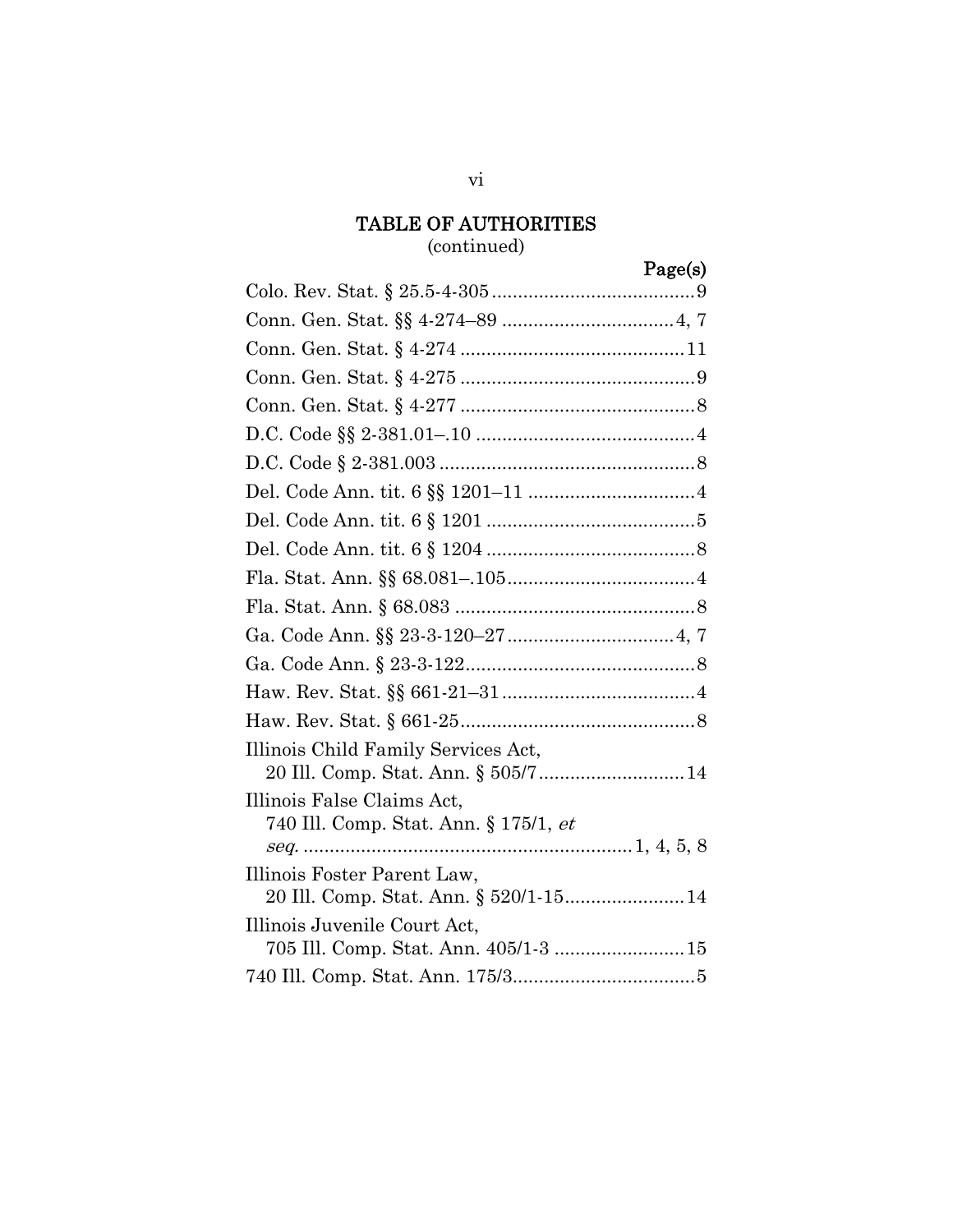## TABLE OF AUTHORITIES
(continued)

| | Page(s) |
|---|---|
| Colo. Rev. Stat. § 25.5-4-305 | 9 |
| Conn. Gen. Stat. §§ 4-274–89 | 4, 7 |
| Conn. Gen. Stat. § 4-274 | 11 |
| Conn. Gen. Stat. § 4-275 | 9 |
| Conn. Gen. Stat. § 4-277 | 8 |
| D.C. Code §§ 2-381.01–.10 | 4 |
| D.C. Code § 2-381.003 | 8 |
| Del. Code Ann. tit. 6 §§ 1201–11 | 4 |
| Del. Code Ann. tit. 6 § 1201 | 5 |
| Del. Code Ann. tit. 6 § 1204 | 8 |
| Fla. Stat. Ann. §§ 68.081–.105 | 4 |
| Fla. Stat. Ann. § 68.083 | 8 |
| Ga. Code Ann. §§ 23-3-120–27 | 4, 7 |
| Ga. Code Ann. § 23-3-122 | 8 |
| Haw. Rev. Stat. §§ 661-21–31 | 4 |
| Haw. Rev. Stat. § 661-25 | 8 |
| Illinois Child Family Services Act, 20 Ill. Comp. Stat. Ann. § 505/7 | 14 |
| Illinois False Claims Act, 740 Ill. Comp. Stat. Ann. § 175/1, *et seq.* | 1, 4, 5, 8 |
| Illinois Foster Parent Law, 20 Ill. Comp. Stat. Ann. § 520/1-15 | 14 |
| Illinois Juvenile Court Act, 705 Ill. Comp. Stat. Ann. 405/1-3 | 15 |
| 740 Ill. Comp. Stat. Ann. 175/3 | 5 |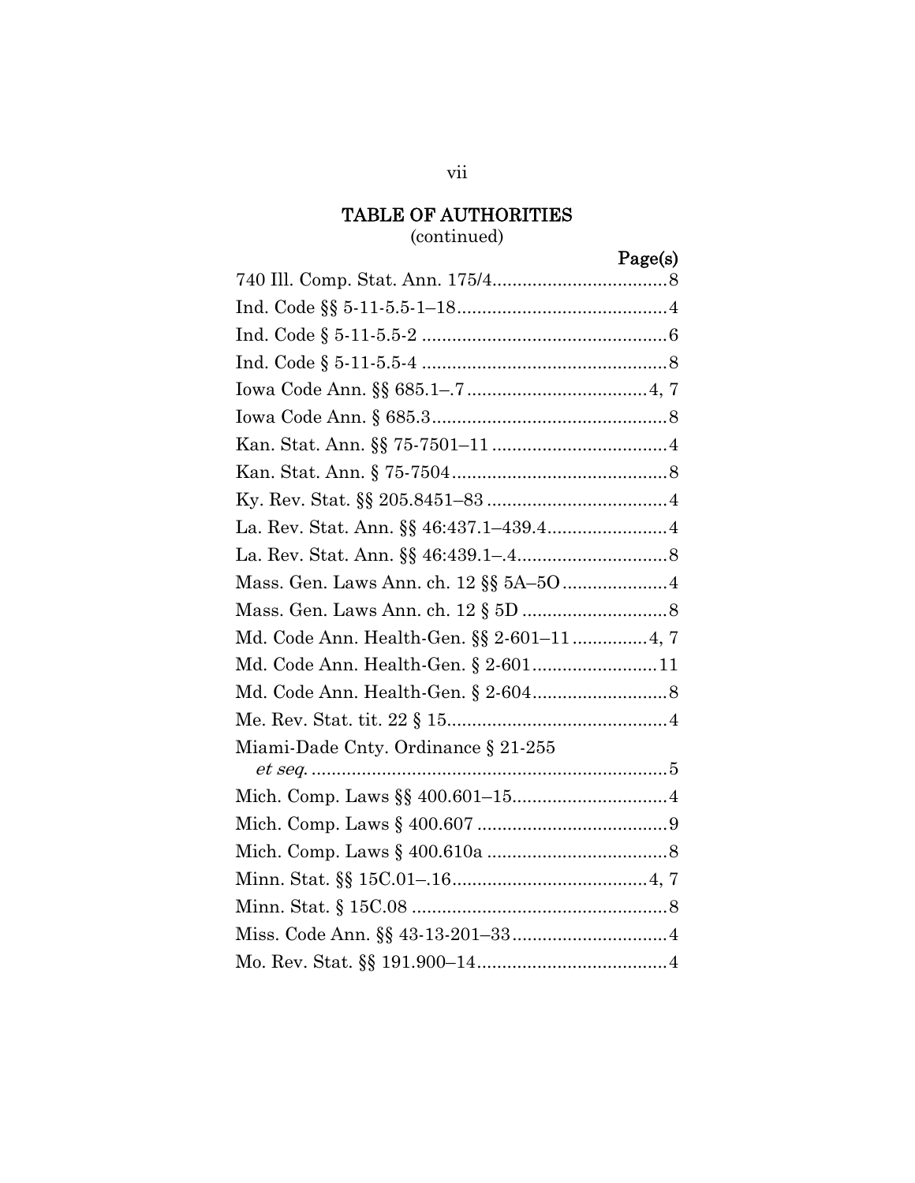## TABLE OF AUTHORITIES
(continued)

| | Page(s) |
|---|---|
| 740 Ill. Comp. Stat. Ann. 175/4 | 8 |
| Ind. Code §§ 5-11-5.5-1–18 | 4 |
| Ind. Code § 5-11-5.5-2 | 6 |
| Ind. Code § 5-11-5.5-4 | 8 |
| Iowa Code Ann. §§ 685.1–.7 | 4, 7 |
| Iowa Code Ann. § 685.3 | 8 |
| Kan. Stat. Ann. §§ 75-7501–11 | 4 |
| Kan. Stat. Ann. § 75-7504 | 8 |
| Ky. Rev. Stat. §§ 205.8451–83 | 4 |
| La. Rev. Stat. Ann. §§ 46:437.1–439.4 | 4 |
| La. Rev. Stat. Ann. §§ 46:439.1–.4 | 8 |
| Mass. Gen. Laws Ann. ch. 12 §§ 5A–5O | 4 |
| Mass. Gen. Laws Ann. ch. 12 § 5D | 8 |
| Md. Code Ann. Health-Gen. §§ 2-601–11 | 4, 7 |
| Md. Code Ann. Health-Gen. § 2-601 | 11 |
| Md. Code Ann. Health-Gen. § 2-604 | 8 |
| Me. Rev. Stat. tit. 22 § 15 | 4 |
| Miami-Dade Cnty. Ordinance § 21-255 *et seq.* | 5 |
| Mich. Comp. Laws §§ 400.601–15 | 4 |
| Mich. Comp. Laws § 400.607 | 9 |
| Mich. Comp. Laws § 400.610a | 8 |
| Minn. Stat. §§ 15C.01–.16 | 4, 7 |
| Minn. Stat. § 15C.08 | 8 |
| Miss. Code Ann. §§ 43-13-201–33 | 4 |
| Mo. Rev. Stat. §§ 191.900–14 | 4 |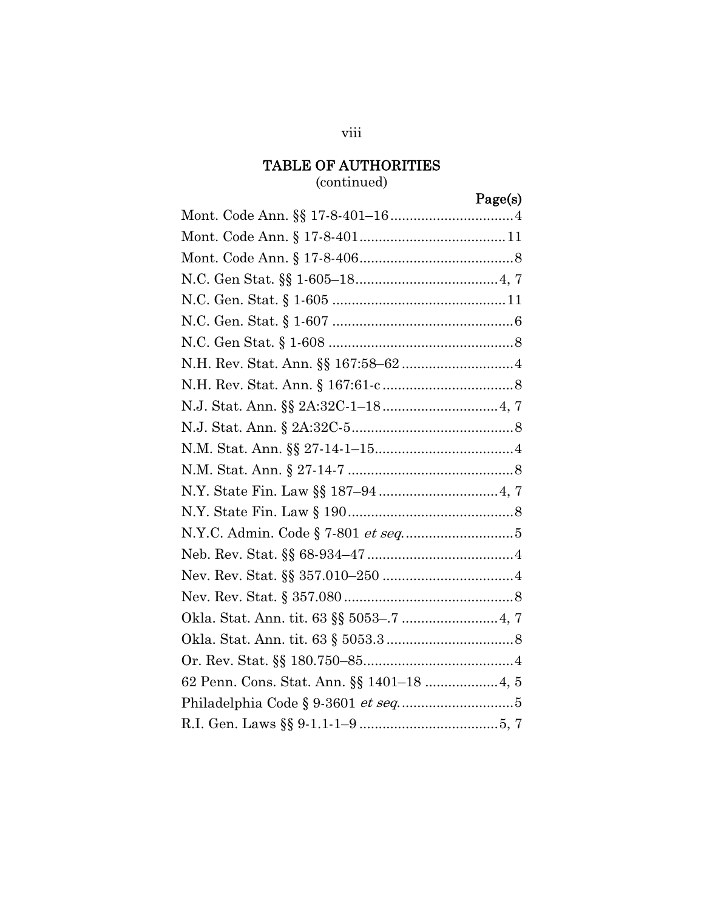## TABLE OF AUTHORITIES
(continued)

| | Page(s) |
|---|---|
| Mont. Code Ann. §§ 17-8-401–16 | 4 |
| Mont. Code Ann. § 17-8-401 | 11 |
| Mont. Code Ann. § 17-8-406 | 8 |
| N.C. Gen Stat. §§ 1-605–18 | 4, 7 |
| N.C. Gen. Stat. § 1-605 | 11 |
| N.C. Gen. Stat. § 1-607 | 6 |
| N.C. Gen Stat. § 1-608 | 8 |
| N.H. Rev. Stat. Ann. §§ 167:58–62 | 4 |
| N.H. Rev. Stat. Ann. § 167:61-c | 8 |
| N.J. Stat. Ann. §§ 2A:32C-1–18 | 4, 7 |
| N.J. Stat. Ann. § 2A:32C-5 | 8 |
| N.M. Stat. Ann. §§ 27-14-1–15 | 4 |
| N.M. Stat. Ann. § 27-14-7 | 8 |
| N.Y. State Fin. Law §§ 187–94 | 4, 7 |
| N.Y. State Fin. Law § 190 | 8 |
| N.Y.C. Admin. Code § 7-801 *et seq.* | 5 |
| Neb. Rev. Stat. §§ 68-934–47 | 4 |
| Nev. Rev. Stat. §§ 357.010–250 | 4 |
| Nev. Rev. Stat. § 357.080 | 8 |
| Okla. Stat. Ann. tit. 63 §§ 5053–.7 | 4, 7 |
| Okla. Stat. Ann. tit. 63 § 5053.3 | 8 |
| Or. Rev. Stat. §§ 180.750–85 | 4 |
| 62 Penn. Cons. Stat. Ann. §§ 1401–18 | 4, 5 |
| Philadelphia Code § 9-3601 *et seq.* | 5 |
| R.I. Gen. Laws §§ 9-1.1-1–9 | 5, 7 |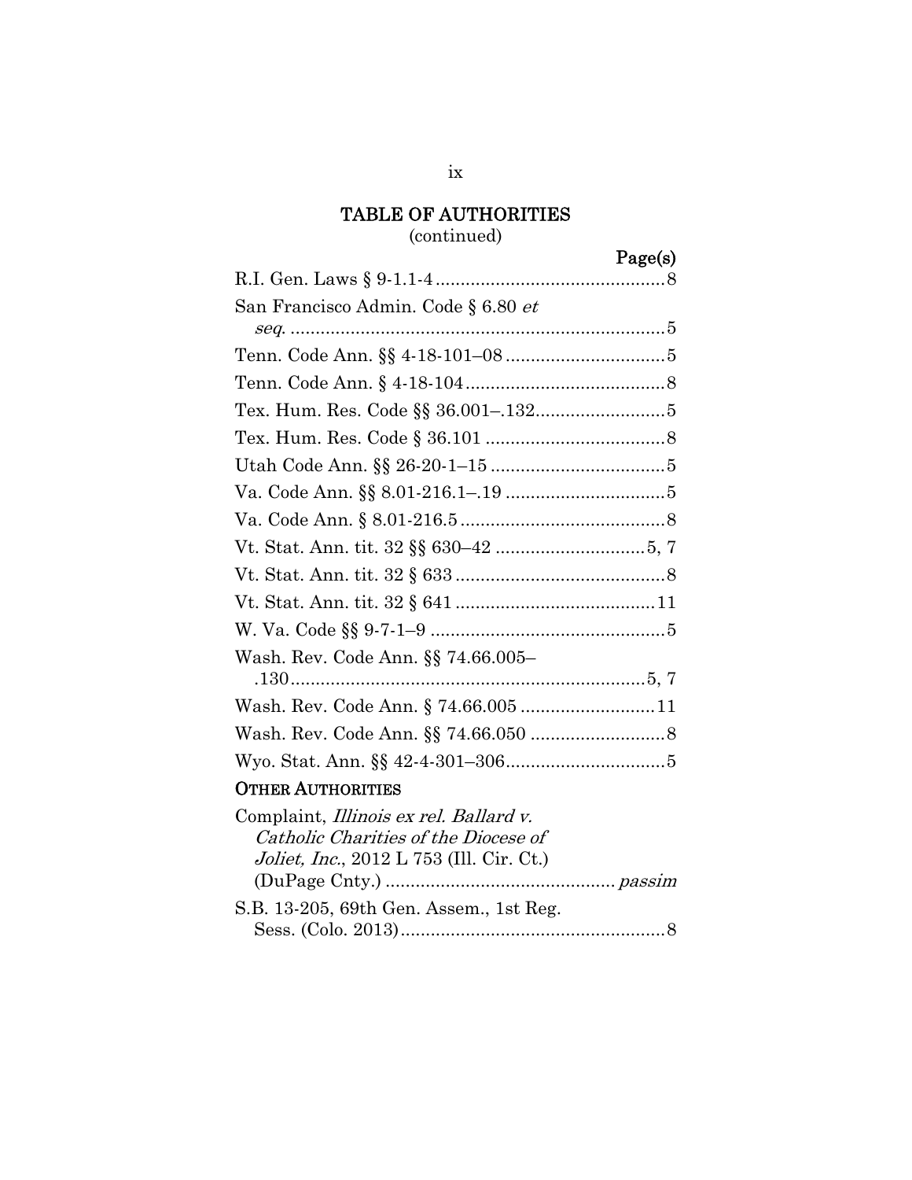# TABLE OF AUTHORITIES

(continued)

| | Page(s) |
|---|---|
| R.I. Gen. Laws § 9-1.1-4 | 8 |
| San Francisco Admin. Code § 6.80 *et seq.* | 5 |
| Tenn. Code Ann. §§ 4-18-101–08 | 5 |
| Tenn. Code Ann. § 4-18-104 | 8 |
| Tex. Hum. Res. Code §§ 36.001–.132 | 5 |
| Tex. Hum. Res. Code § 36.101 | 8 |
| Utah Code Ann. §§ 26-20-1–15 | 5 |
| Va. Code Ann. §§ 8.01-216.1–.19 | 5 |
| Va. Code Ann. § 8.01-216.5 | 8 |
| Vt. Stat. Ann. tit. 32 §§ 630–42 | 5, 7 |
| Vt. Stat. Ann. tit. 32 § 633 | 8 |
| Vt. Stat. Ann. tit. 32 § 641 | 11 |
| W. Va. Code §§ 9-7-1–9 | 5 |
| Wash. Rev. Code Ann. §§ 74.66.005–.130 | 5, 7 |
| Wash. Rev. Code Ann. § 74.66.005 | 11 |
| Wash. Rev. Code Ann. §§ 74.66.050 | 8 |
| Wyo. Stat. Ann. §§ 42-4-301–306 | 5 |

## OTHER AUTHORITIES

| | |
|---|---|
| Complaint, *Illinois ex rel. Ballard v. Catholic Charities of the Diocese of Joliet, Inc.*, 2012 L 753 (Ill. Cir. Ct.) (DuPage Cnty.) | *passim* |
| S.B. 13-205, 69th Gen. Assem., 1st Reg. Sess. (Colo. 2013) | 8 |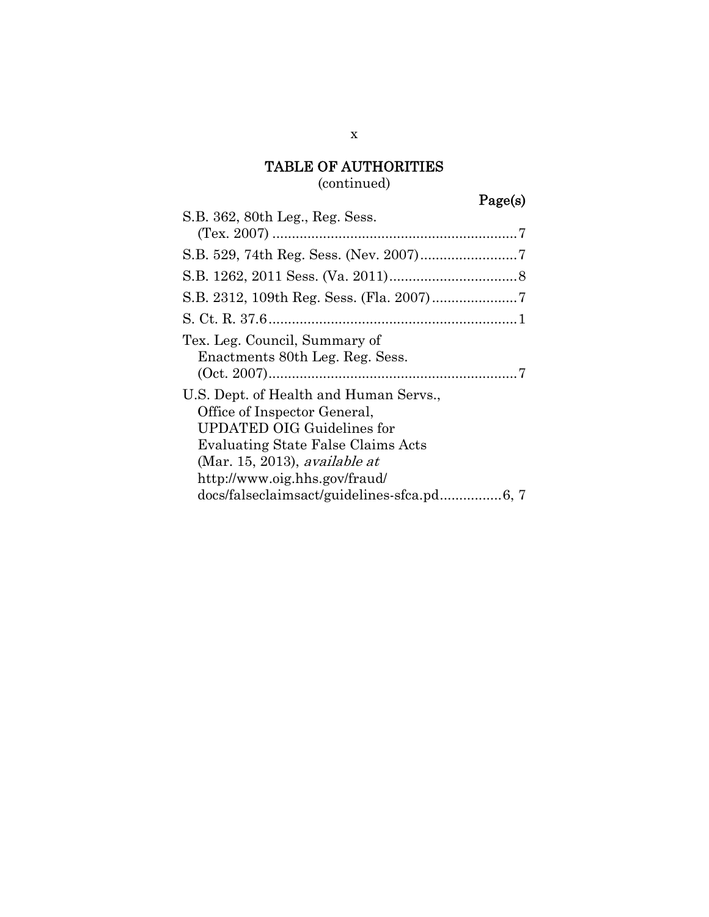# TABLE OF AUTHORITIES
(continued)

Page(s)

S.B. 362, 80th Leg., Reg. Sess. (Tex. 2007) ............................................................ 7

S.B. 529, 74th Reg. Sess. (Nev. 2007) ......................... 7

S.B. 1262, 2011 Sess. (Va. 2011) ................................. 8

S.B. 2312, 109th Reg. Sess. (Fla. 2007) ...................... 7

S. Ct. R. 37.6 ................................................................ 1

Tex. Leg. Council, Summary of Enactments 80th Leg. Reg. Sess. (Oct. 2007) ................................................................ 7

U.S. Dept. of Health and Human Servs., Office of Inspector General, UPDATED OIG Guidelines for Evaluating State False Claims Acts (Mar. 15, 2013), *available at* http://www.oig.hhs.gov/fraud/docs/falseclaimsact/guidelines-sfca.pd ................ 6, 7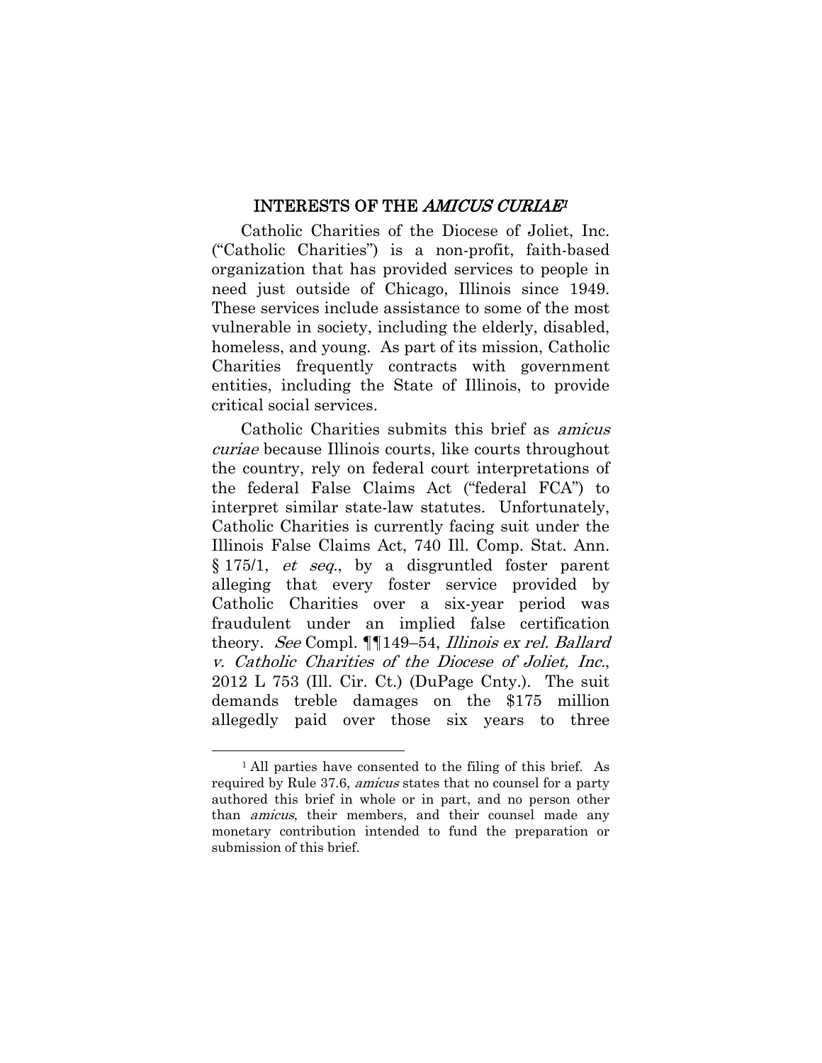## INTERESTS OF THE *AMICUS CURIAE*[1]

Catholic Charities of the Diocese of Joliet, Inc. ("Catholic Charities") is a non-profit, faith-based organization that has provided services to people in need just outside of Chicago, Illinois since 1949. These services include assistance to some of the most vulnerable in society, including the elderly, disabled, homeless, and young. As part of its mission, Catholic Charities frequently contracts with government entities, including the State of Illinois, to provide critical social services.

Catholic Charities submits this brief as *amicus curiae* because Illinois courts, like courts throughout the country, rely on federal court interpretations of the federal False Claims Act ("federal FCA") to interpret similar state-law statutes. Unfortunately, Catholic Charities is currently facing suit under the Illinois False Claims Act, 740 Ill. Comp. Stat. Ann. § 175/1, *et seq.*, by a disgruntled foster parent alleging that every foster service provided by Catholic Charities over a six-year period was fraudulent under an implied false certification theory. *See* Compl. ¶¶149–54, *Illinois ex rel. Ballard v. Catholic Charities of the Diocese of Joliet, Inc.*, 2012 L 753 (Ill. Cir. Ct.) (DuPage Cnty.). The suit demands treble damages on the $175 million allegedly paid over those six years to three

[1] All parties have consented to the filing of this brief. As required by Rule 37.6, *amicus* states that no counsel for a party authored this brief in whole or in part, and no person other than *amicus*, their members, and their counsel made any monetary contribution intended to fund the preparation or submission of this brief.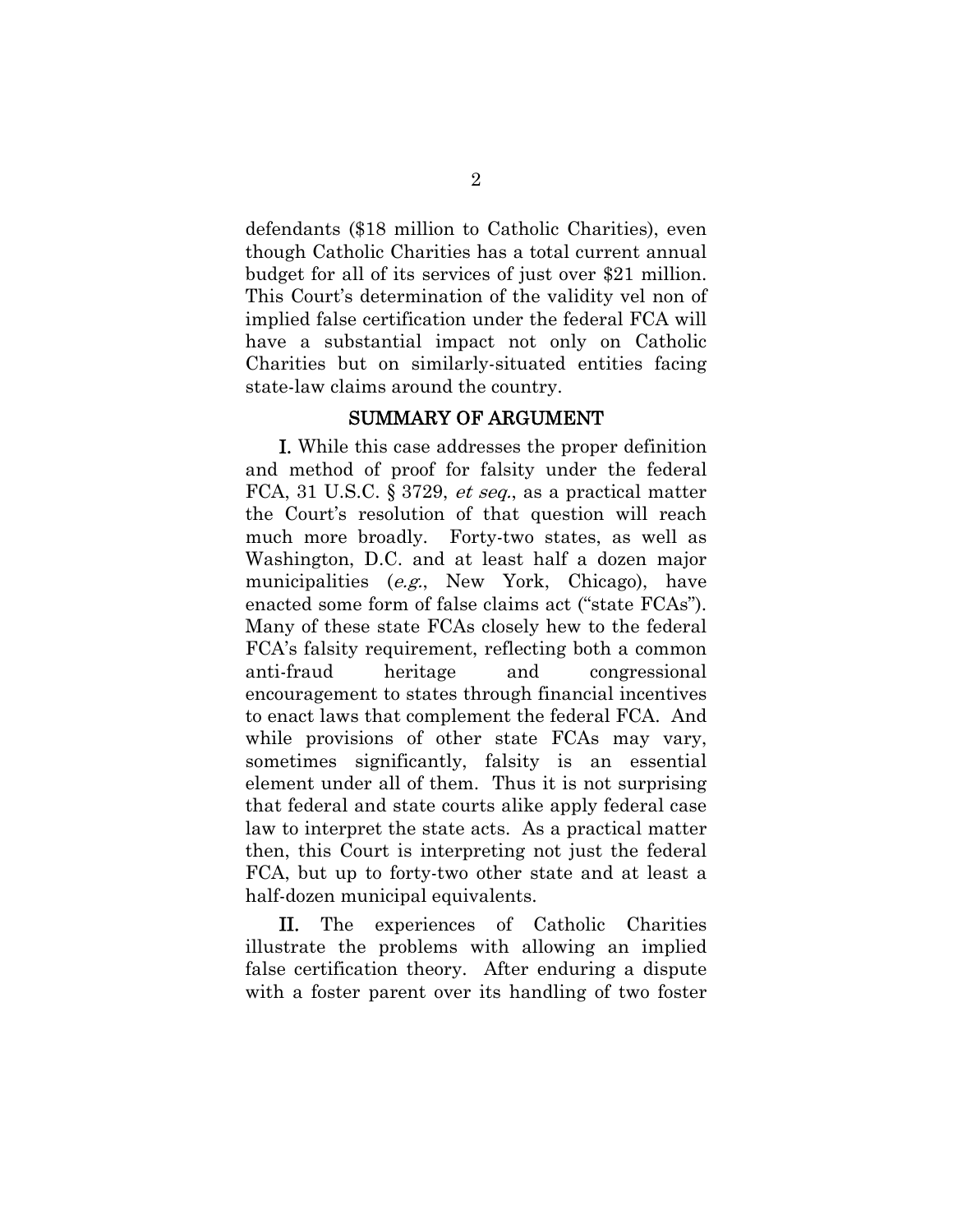defendants ($18 million to Catholic Charities), even though Catholic Charities has a total current annual budget for all of its services of just over $21 million. This Court's determination of the validity vel non of implied false certification under the federal FCA will have a substantial impact not only on Catholic Charities but on similarly-situated entities facing state-law claims around the country.

## SUMMARY OF ARGUMENT

**I.** While this case addresses the proper definition and method of proof for falsity under the federal FCA, 31 U.S.C. § 3729, *et seq.*, as a practical matter the Court's resolution of that question will reach much more broadly. Forty-two states, as well as Washington, D.C. and at least half a dozen major municipalities (*e.g.*, New York, Chicago), have enacted some form of false claims act ("state FCAs"). Many of these state FCAs closely hew to the federal FCA's falsity requirement, reflecting both a common anti-fraud heritage and congressional encouragement to states through financial incentives to enact laws that complement the federal FCA. And while provisions of other state FCAs may vary, sometimes significantly, falsity is an essential element under all of them. Thus it is not surprising that federal and state courts alike apply federal case law to interpret the state acts. As a practical matter then, this Court is interpreting not just the federal FCA, but up to forty-two other state and at least a half-dozen municipal equivalents.

**II.** The experiences of Catholic Charities illustrate the problems with allowing an implied false certification theory. After enduring a dispute with a foster parent over its handling of two foster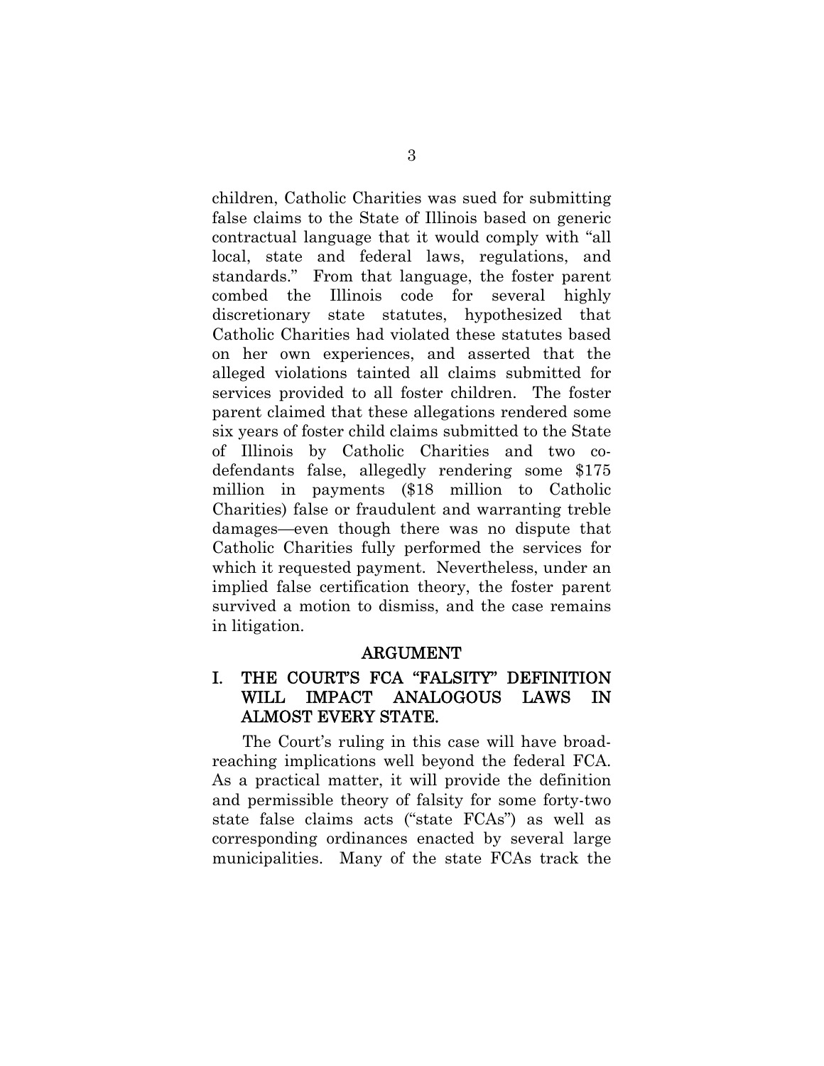children, Catholic Charities was sued for submitting false claims to the State of Illinois based on generic contractual language that it would comply with "all local, state and federal laws, regulations, and standards." From that language, the foster parent combed the Illinois code for several highly discretionary state statutes, hypothesized that Catholic Charities had violated these statutes based on her own experiences, and asserted that the alleged violations tainted all claims submitted for services provided to all foster children. The foster parent claimed that these allegations rendered some six years of foster child claims submitted to the State of Illinois by Catholic Charities and two co-defendants false, allegedly rendering some $175 million in payments ($18 million to Catholic Charities) false or fraudulent and warranting treble damages—even though there was no dispute that Catholic Charities fully performed the services for which it requested payment. Nevertheless, under an implied false certification theory, the foster parent survived a motion to dismiss, and the case remains in litigation.

## ARGUMENT

### I. THE COURT'S FCA "FALSITY" DEFINITION WILL IMPACT ANALOGOUS LAWS IN ALMOST EVERY STATE.

The Court's ruling in this case will have broad-reaching implications well beyond the federal FCA. As a practical matter, it will provide the definition and permissible theory of falsity for some forty-two state false claims acts ("state FCAs") as well as corresponding ordinances enacted by several large municipalities. Many of the state FCAs track the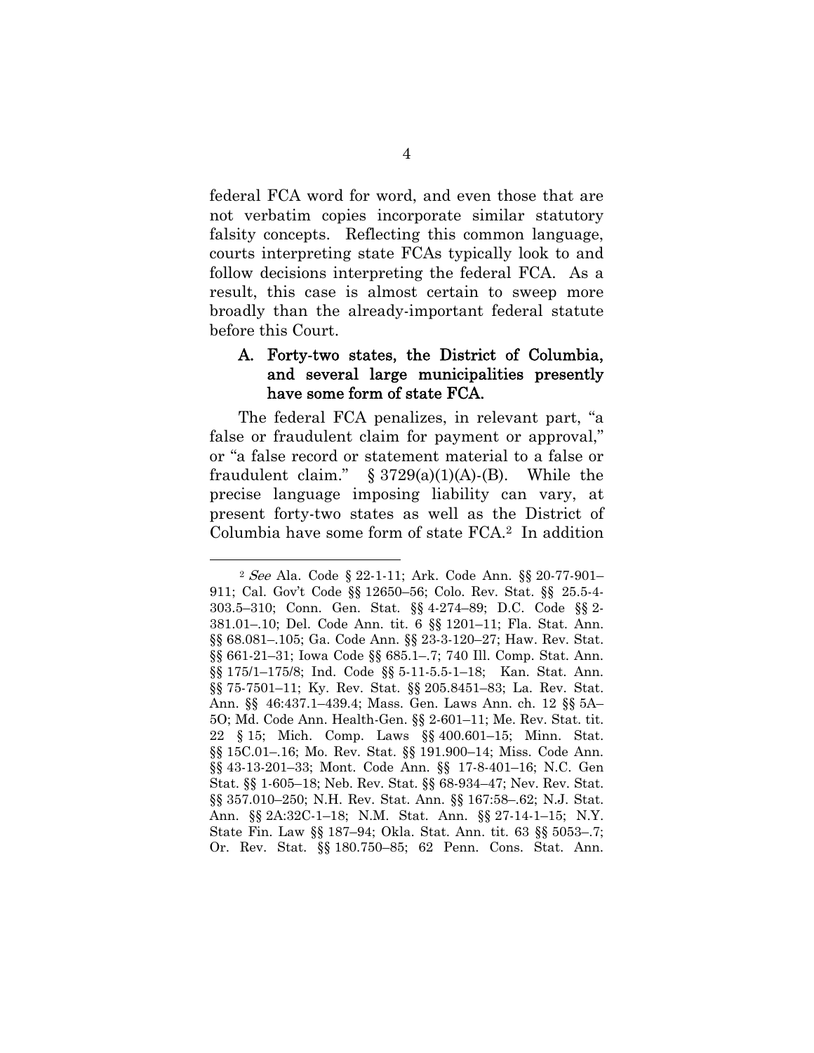federal FCA word for word, and even those that are not verbatim copies incorporate similar statutory falsity concepts. Reflecting this common language, courts interpreting state FCAs typically look to and follow decisions interpreting the federal FCA. As a result, this case is almost certain to sweep more broadly than the already-important federal statute before this Court.

### A. Forty-two states, the District of Columbia, and several large municipalities presently have some form of state FCA.

The federal FCA penalizes, in relevant part, "a false or fraudulent claim for payment or approval," or "a false record or statement material to a false or fraudulent claim." § 3729(a)(1)(A)-(B). While the precise language imposing liability can vary, at present forty-two states as well as the District of Columbia have some form of state FCA.[2] In addition

---

[2] *See* Ala. Code § 22-1-11; Ark. Code Ann. §§ 20-77-901–911; Cal. Gov't Code §§ 12650–56; Colo. Rev. Stat. §§ 25.5-4-303.5–310; Conn. Gen. Stat. §§ 4-274–89; D.C. Code §§ 2-381.01–.10; Del. Code Ann. tit. 6 §§ 1201–11; Fla. Stat. Ann. §§ 68.081–.105; Ga. Code Ann. §§ 23-3-120–27; Haw. Rev. Stat. §§ 661-21–31; Iowa Code §§ 685.1–.7; 740 Ill. Comp. Stat. Ann. §§ 175/1–175/8; Ind. Code §§ 5-11-5.5-1–18; Kan. Stat. Ann. §§ 75-7501–11; Ky. Rev. Stat. §§ 205.8451–83; La. Rev. Stat. Ann. §§ 46:437.1–439.4; Mass. Gen. Laws Ann. ch. 12 §§ 5A–5O; Md. Code Ann. Health-Gen. §§ 2-601–11; Me. Rev. Stat. tit. 22 § 15; Mich. Comp. Laws §§ 400.601–15; Minn. Stat. §§ 15C.01–.16; Mo. Rev. Stat. §§ 191.900–14; Miss. Code Ann. §§ 43-13-201–33; Mont. Code Ann. §§ 17-8-401–16; N.C. Gen Stat. §§ 1-605–18; Neb. Rev. Stat. §§ 68-934–47; Nev. Rev. Stat. §§ 357.010–250; N.H. Rev. Stat. Ann. §§ 167:58–.62; N.J. Stat. Ann. §§ 2A:32C-1–18; N.M. Stat. Ann. §§ 27-14-1–15; N.Y. State Fin. Law §§ 187–94; Okla. Stat. Ann. tit. 63 §§ 5053–.7; Or. Rev. Stat. §§ 180.750–85; 62 Penn. Cons. Stat. Ann.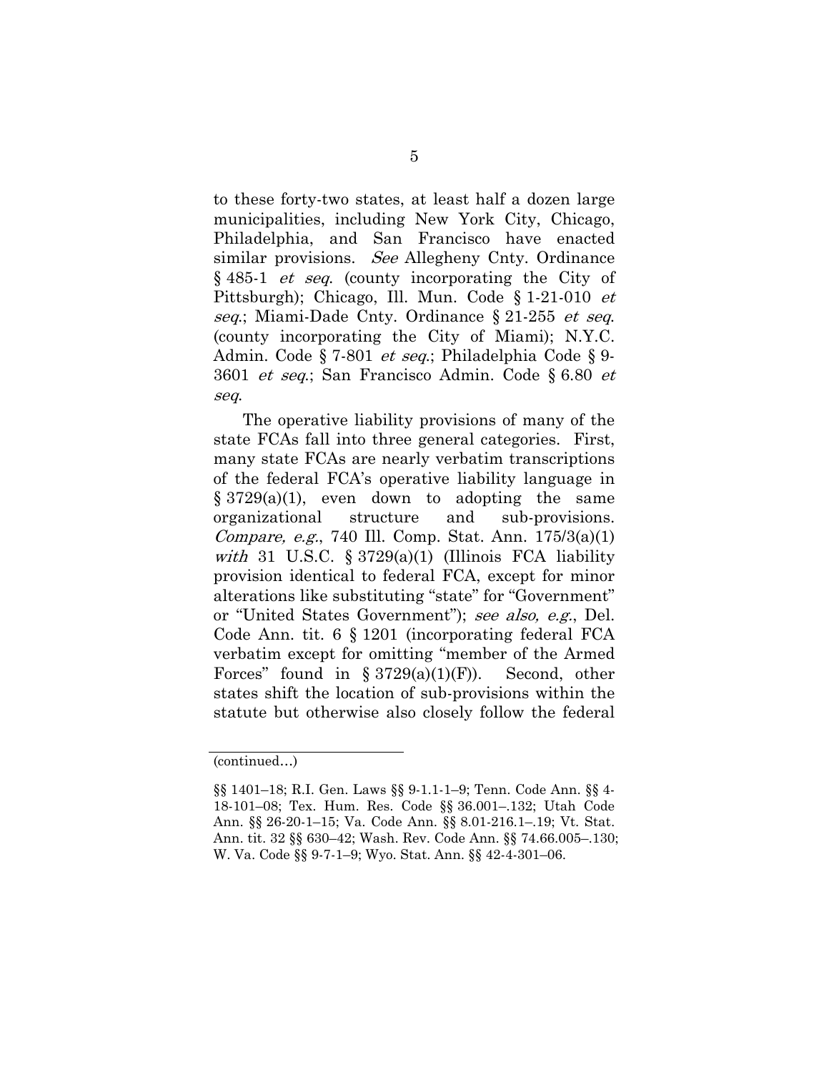to these forty-two states, at least half a dozen large municipalities, including New York City, Chicago, Philadelphia, and San Francisco have enacted similar provisions. *See* Allegheny Cnty. Ordinance § 485-1 *et seq.* (county incorporating the City of Pittsburgh); Chicago, Ill. Mun. Code § 1-21-010 *et seq.*; Miami-Dade Cnty. Ordinance § 21-255 *et seq.* (county incorporating the City of Miami); N.Y.C. Admin. Code § 7-801 *et seq.*; Philadelphia Code § 9-3601 *et seq.*; San Francisco Admin. Code § 6.80 *et seq.*

The operative liability provisions of many of the state FCAs fall into three general categories. First, many state FCAs are nearly verbatim transcriptions of the federal FCA's operative liability language in § 3729(a)(1), even down to adopting the same organizational structure and sub-provisions. *Compare, e.g.*, 740 Ill. Comp. Stat. Ann. 175/3(a)(1) *with* 31 U.S.C. § 3729(a)(1) (Illinois FCA liability provision identical to federal FCA, except for minor alterations like substituting "state" for "Government" or "United States Government"); *see also, e.g.*, Del. Code Ann. tit. 6 § 1201 (incorporating federal FCA verbatim except for omitting "member of the Armed Forces" found in § 3729(a)(1)(F)). Second, other states shift the location of sub-provisions within the statute but otherwise also closely follow the federal

(continued…)

§§ 1401–18; R.I. Gen. Laws §§ 9-1.1-1–9; Tenn. Code Ann. §§ 4-18-101–08; Tex. Hum. Res. Code §§ 36.001–.132; Utah Code Ann. §§ 26-20-1–15; Va. Code Ann. §§ 8.01-216.1–.19; Vt. Stat. Ann. tit. 32 §§ 630–42; Wash. Rev. Code Ann. §§ 74.66.005–.130; W. Va. Code §§ 9-7-1–9; Wyo. Stat. Ann. §§ 42-4-301–06.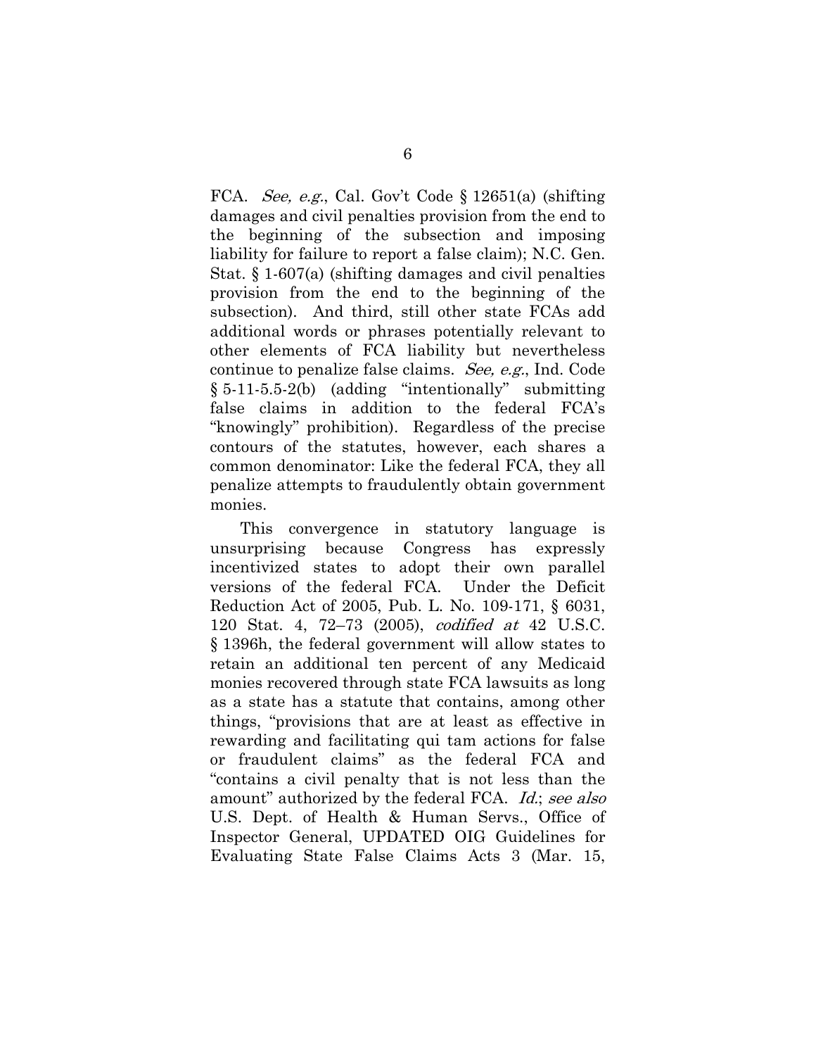FCA. *See, e.g.*, Cal. Gov't Code § 12651(a) (shifting damages and civil penalties provision from the end to the beginning of the subsection and imposing liability for failure to report a false claim); N.C. Gen. Stat. § 1-607(a) (shifting damages and civil penalties provision from the end to the beginning of the subsection). And third, still other state FCAs add additional words or phrases potentially relevant to other elements of FCA liability but nevertheless continue to penalize false claims. *See, e.g.*, Ind. Code § 5-11-5.5-2(b) (adding "intentionally" submitting false claims in addition to the federal FCA's "knowingly" prohibition). Regardless of the precise contours of the statutes, however, each shares a common denominator: Like the federal FCA, they all penalize attempts to fraudulently obtain government monies.

This convergence in statutory language is unsurprising because Congress has expressly incentivized states to adopt their own parallel versions of the federal FCA. Under the Deficit Reduction Act of 2005, Pub. L. No. 109-171, § 6031, 120 Stat. 4, 72–73 (2005), *codified at* 42 U.S.C. § 1396h, the federal government will allow states to retain an additional ten percent of any Medicaid monies recovered through state FCA lawsuits as long as a state has a statute that contains, among other things, "provisions that are at least as effective in rewarding and facilitating qui tam actions for false or fraudulent claims" as the federal FCA and "contains a civil penalty that is not less than the amount" authorized by the federal FCA. *Id.*; *see also* U.S. Dept. of Health & Human Servs., Office of Inspector General, UPDATED OIG Guidelines for Evaluating State False Claims Acts 3 (Mar. 15,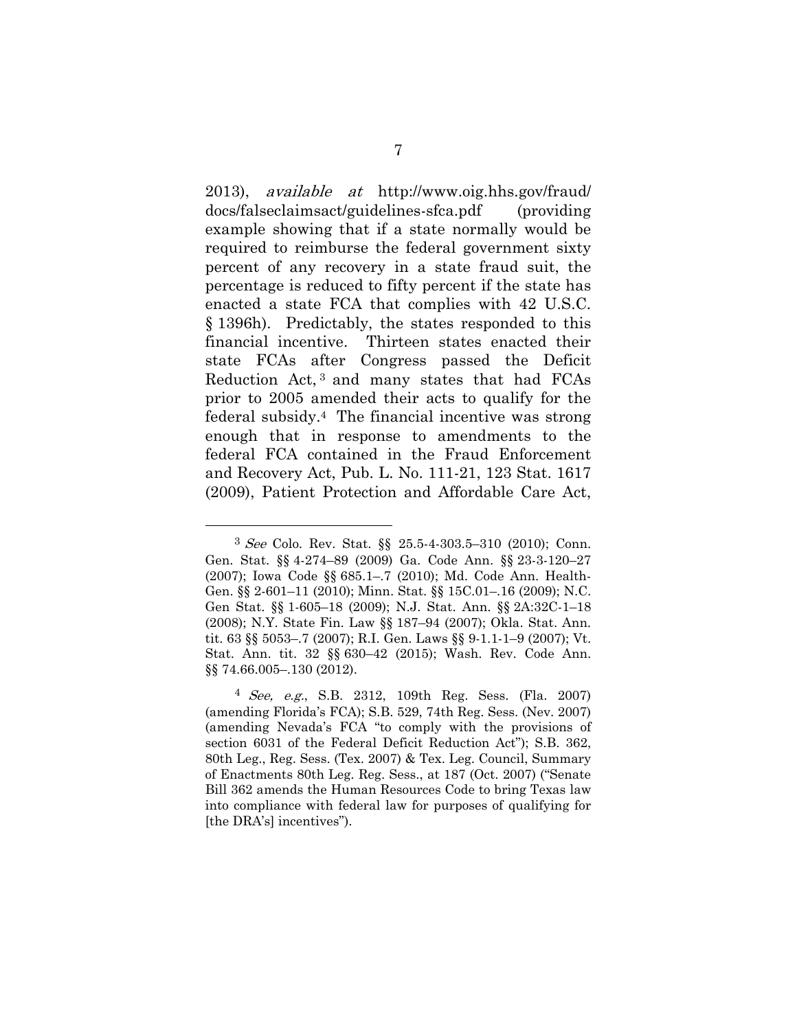2013), *available at* http://www.oig.hhs.gov/fraud/docs/falseclaimsact/guidelines-sfca.pdf (providing example showing that if a state normally would be required to reimburse the federal government sixty percent of any recovery in a state fraud suit, the percentage is reduced to fifty percent if the state has enacted a state FCA that complies with 42 U.S.C. § 1396h). Predictably, the states responded to this financial incentive. Thirteen states enacted their state FCAs after Congress passed the Deficit Reduction Act,[3] and many states that had FCAs prior to 2005 amended their acts to qualify for the federal subsidy.[4] The financial incentive was strong enough that in response to amendments to the federal FCA contained in the Fraud Enforcement and Recovery Act, Pub. L. No. 111-21, 123 Stat. 1617 (2009), Patient Protection and Affordable Care Act,

---

[3] *See* Colo. Rev. Stat. §§ 25.5-4-303.5–310 (2010); Conn. Gen. Stat. §§ 4-274–89 (2009) Ga. Code Ann. §§ 23-3-120–27 (2007); Iowa Code §§ 685.1–.7 (2010); Md. Code Ann. Health-Gen. §§ 2-601–11 (2010); Minn. Stat. §§ 15C.01–.16 (2009); N.C. Gen Stat. §§ 1-605–18 (2009); N.J. Stat. Ann. §§ 2A:32C-1–18 (2008); N.Y. State Fin. Law §§ 187–94 (2007); Okla. Stat. Ann. tit. 63 §§ 5053–.7 (2007); R.I. Gen. Laws §§ 9-1.1-1–9 (2007); Vt. Stat. Ann. tit. 32 §§ 630–42 (2015); Wash. Rev. Code Ann. §§ 74.66.005–.130 (2012).

[4] *See, e.g.*, S.B. 2312, 109th Reg. Sess. (Fla. 2007) (amending Florida's FCA); S.B. 529, 74th Reg. Sess. (Nev. 2007) (amending Nevada's FCA "to comply with the provisions of section 6031 of the Federal Deficit Reduction Act"); S.B. 362, 80th Leg., Reg. Sess. (Tex. 2007) & Tex. Leg. Council, Summary of Enactments 80th Leg. Reg. Sess., at 187 (Oct. 2007) ("Senate Bill 362 amends the Human Resources Code to bring Texas law into compliance with federal law for purposes of qualifying for [the DRA's] incentives").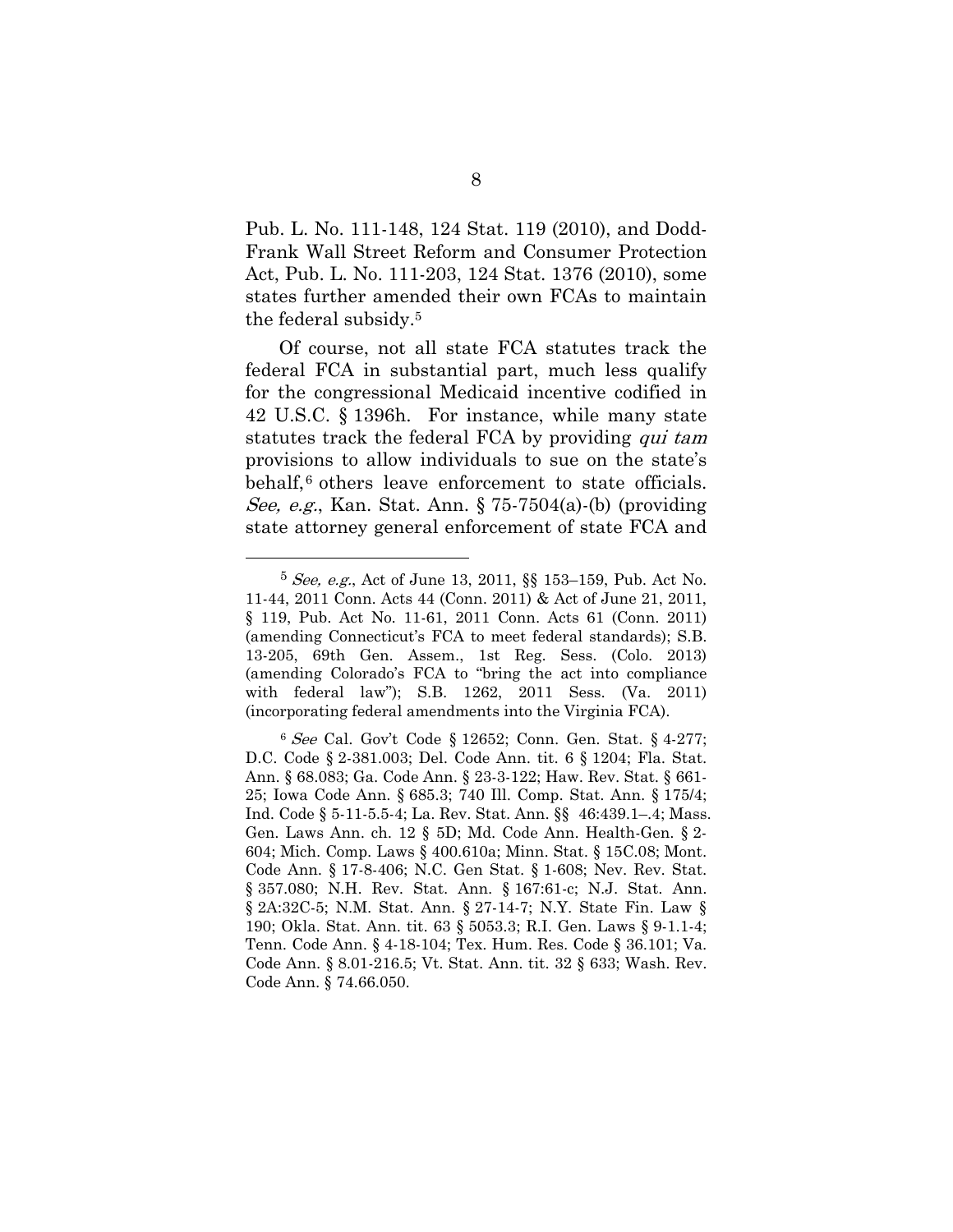Pub. L. No. 111-148, 124 Stat. 119 (2010), and Dodd-Frank Wall Street Reform and Consumer Protection Act, Pub. L. No. 111-203, 124 Stat. 1376 (2010), some states further amended their own FCAs to maintain the federal subsidy.[5]

Of course, not all state FCA statutes track the federal FCA in substantial part, much less qualify for the congressional Medicaid incentive codified in 42 U.S.C. § 1396h. For instance, while many state statutes track the federal FCA by providing *qui tam* provisions to allow individuals to sue on the state's behalf,[6] others leave enforcement to state officials. *See, e.g.*, Kan. Stat. Ann. § 75-7504(a)-(b) (providing state attorney general enforcement of state FCA and

---

[5] *See, e.g.*, Act of June 13, 2011, §§ 153–159, Pub. Act No. 11-44, 2011 Conn. Acts 44 (Conn. 2011) & Act of June 21, 2011, § 119, Pub. Act No. 11-61, 2011 Conn. Acts 61 (Conn. 2011) (amending Connecticut's FCA to meet federal standards); S.B. 13-205, 69th Gen. Assem., 1st Reg. Sess. (Colo. 2013) (amending Colorado's FCA to "bring the act into compliance with federal law"); S.B. 1262, 2011 Sess. (Va. 2011) (incorporating federal amendments into the Virginia FCA).

[6] *See* Cal. Gov't Code § 12652; Conn. Gen. Stat. § 4-277; D.C. Code § 2-381.003; Del. Code Ann. tit. 6 § 1204; Fla. Stat. Ann. § 68.083; Ga. Code Ann. § 23-3-122; Haw. Rev. Stat. § 661-25; Iowa Code Ann. § 685.3; 740 Ill. Comp. Stat. Ann. § 175/4; Ind. Code § 5-11-5.5-4; La. Rev. Stat. Ann. §§ 46:439.1–.4; Mass. Gen. Laws Ann. ch. 12 § 5D; Md. Code Ann. Health-Gen. § 2-604; Mich. Comp. Laws § 400.610a; Minn. Stat. § 15C.08; Mont. Code Ann. § 17-8-406; N.C. Gen Stat. § 1-608; Nev. Rev. Stat. § 357.080; N.H. Rev. Stat. Ann. § 167:61-c; N.J. Stat. Ann. § 2A:32C-5; N.M. Stat. Ann. § 27-14-7; N.Y. State Fin. Law § 190; Okla. Stat. Ann. tit. 63 § 5053.3; R.I. Gen. Laws § 9-1.1-4; Tenn. Code Ann. § 4-18-104; Tex. Hum. Res. Code § 36.101; Va. Code Ann. § 8.01-216.5; Vt. Stat. Ann. tit. 32 § 633; Wash. Rev. Code Ann. § 74.66.050.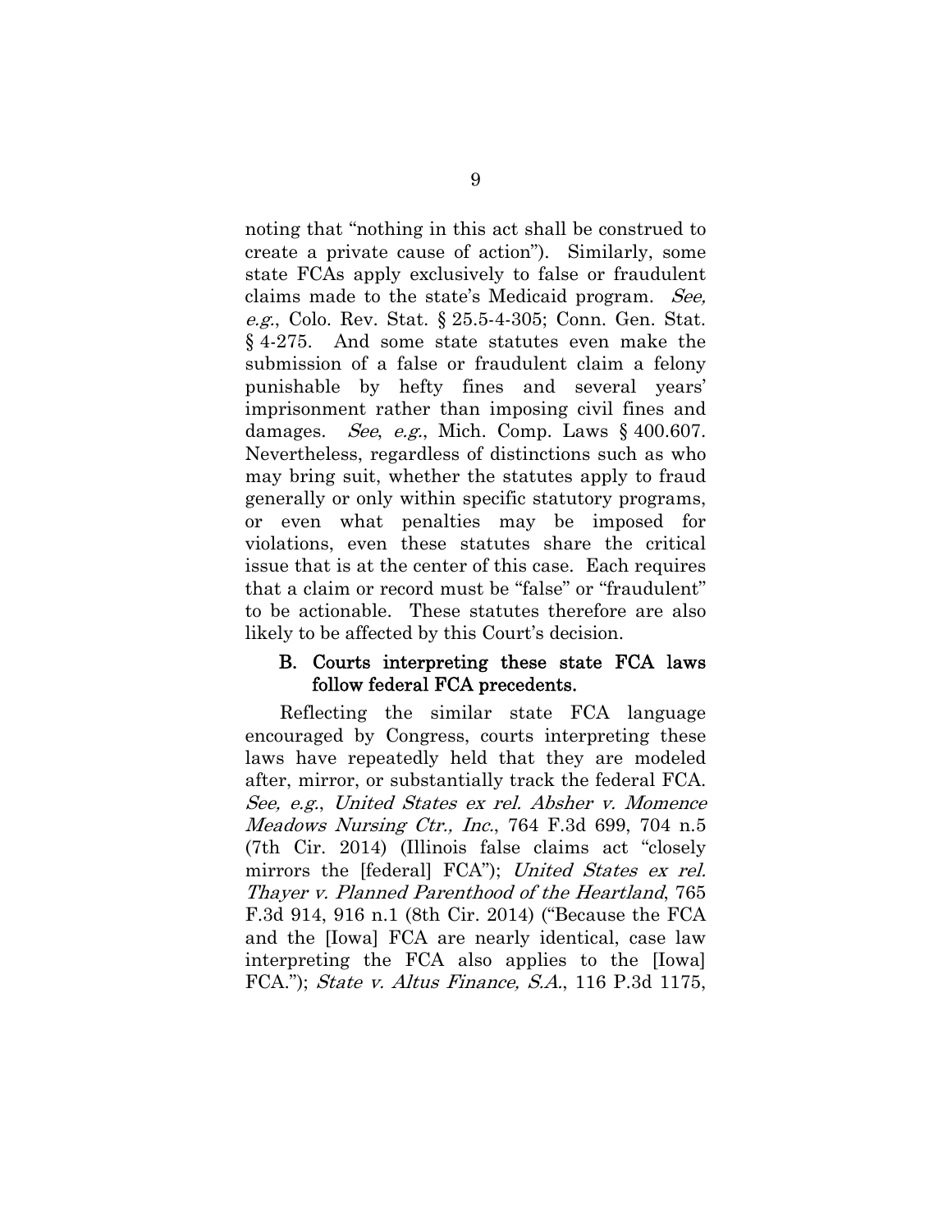noting that "nothing in this act shall be construed to create a private cause of action"). Similarly, some state FCAs apply exclusively to false or fraudulent claims made to the state's Medicaid program. *See, e.g.*, Colo. Rev. Stat. § 25.5-4-305; Conn. Gen. Stat. § 4-275. And some state statutes even make the submission of a false or fraudulent claim a felony punishable by hefty fines and several years' imprisonment rather than imposing civil fines and damages. *See*, *e.g.*, Mich. Comp. Laws § 400.607. Nevertheless, regardless of distinctions such as who may bring suit, whether the statutes apply to fraud generally or only within specific statutory programs, or even what penalties may be imposed for violations, even these statutes share the critical issue that is at the center of this case. Each requires that a claim or record must be "false" or "fraudulent" to be actionable. These statutes therefore are also likely to be affected by this Court's decision.

### B. Courts interpreting these state FCA laws follow federal FCA precedents.

Reflecting the similar state FCA language encouraged by Congress, courts interpreting these laws have repeatedly held that they are modeled after, mirror, or substantially track the federal FCA. *See, e.g.*, *United States ex rel. Absher v. Momence Meadows Nursing Ctr., Inc.*, 764 F.3d 699, 704 n.5 (7th Cir. 2014) (Illinois false claims act "closely mirrors the [federal] FCA"); *United States ex rel. Thayer v. Planned Parenthood of the Heartland*, 765 F.3d 914, 916 n.1 (8th Cir. 2014) ("Because the FCA and the [Iowa] FCA are nearly identical, case law interpreting the FCA also applies to the [Iowa] FCA."); *State v. Altus Finance, S.A.*, 116 P.3d 1175,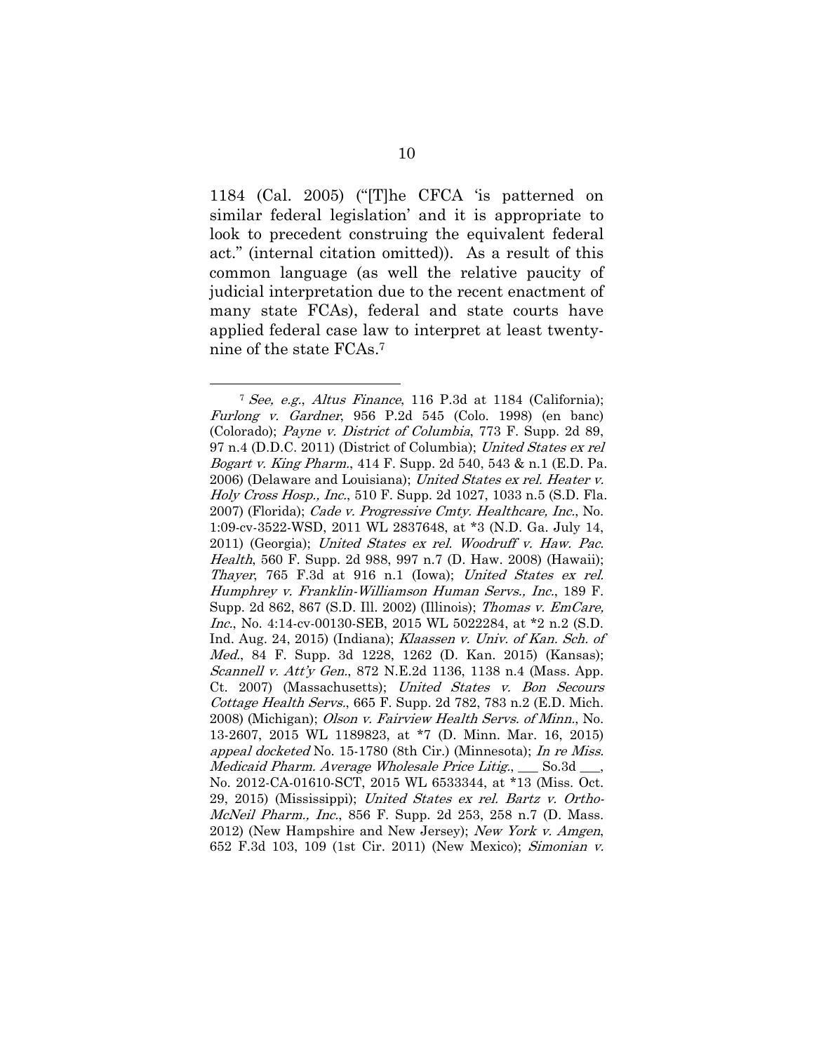1184 (Cal. 2005) ("[T]he CFCA 'is patterned on similar federal legislation' and it is appropriate to look to precedent construing the equivalent federal act." (internal citation omitted)). As a result of this common language (as well the relative paucity of judicial interpretation due to the recent enactment of many state FCAs), federal and state courts have applied federal case law to interpret at least twenty-nine of the state FCAs.[7]

---

[7] *See, e.g.*, *Altus Finance*, 116 P.3d at 1184 (California); *Furlong v. Gardner*, 956 P.2d 545 (Colo. 1998) (en banc) (Colorado); *Payne v. District of Columbia*, 773 F. Supp. 2d 89, 97 n.4 (D.D.C. 2011) (District of Columbia); *United States ex rel Bogart v. King Pharm.*, 414 F. Supp. 2d 540, 543 & n.1 (E.D. Pa. 2006) (Delaware and Louisiana); *United States ex rel. Heater v. Holy Cross Hosp., Inc.*, 510 F. Supp. 2d 1027, 1033 n.5 (S.D. Fla. 2007) (Florida); *Cade v. Progressive Cmty. Healthcare, Inc.*, No. 1:09-cv-3522-WSD, 2011 WL 2837648, at *3 (N.D. Ga. July 14, 2011) (Georgia); *United States ex rel. Woodruff v. Haw. Pac. Health*, 560 F. Supp. 2d 988, 997 n.7 (D. Haw. 2008) (Hawaii); *Thayer*, 765 F.3d at 916 n.1 (Iowa); *United States ex rel. Humphrey v. Franklin-Williamson Human Servs., Inc.*, 189 F. Supp. 2d 862, 867 (S.D. Ill. 2002) (Illinois); *Thomas v. EmCare, Inc.*, No. 4:14-cv-00130-SEB, 2015 WL 5022284, at *2 n.2 (S.D. Ind. Aug. 24, 2015) (Indiana); *Klaassen v. Univ. of Kan. Sch. of Med.*, 84 F. Supp. 3d 1228, 1262 (D. Kan. 2015) (Kansas); *Scannell v. Att'y Gen.*, 872 N.E.2d 1136, 1138 n.4 (Mass. App. Ct. 2007) (Massachusetts); *United States v. Bon Secours Cottage Health Servs.*, 665 F. Supp. 2d 782, 783 n.2 (E.D. Mich. 2008) (Michigan); *Olson v. Fairview Health Servs. of Minn.*, No. 13-2607, 2015 WL 1189823, at *7 (D. Minn. Mar. 16, 2015) *appeal docketed* No. 15-1780 (8th Cir.) (Minnesota); *In re Miss. Medicaid Pharm. Average Wholesale Price Litig.*, ___ So.3d ___, No. 2012-CA-01610-SCT, 2015 WL 6533344, at *13 (Miss. Oct. 29, 2015) (Mississippi); *United States ex rel. Bartz v. Ortho-McNeil Pharm., Inc.*, 856 F. Supp. 2d 253, 258 n.7 (D. Mass. 2012) (New Hampshire and New Jersey); *New York v. Amgen*, 652 F.3d 103, 109 (1st Cir. 2011) (New Mexico); *Simonian v.*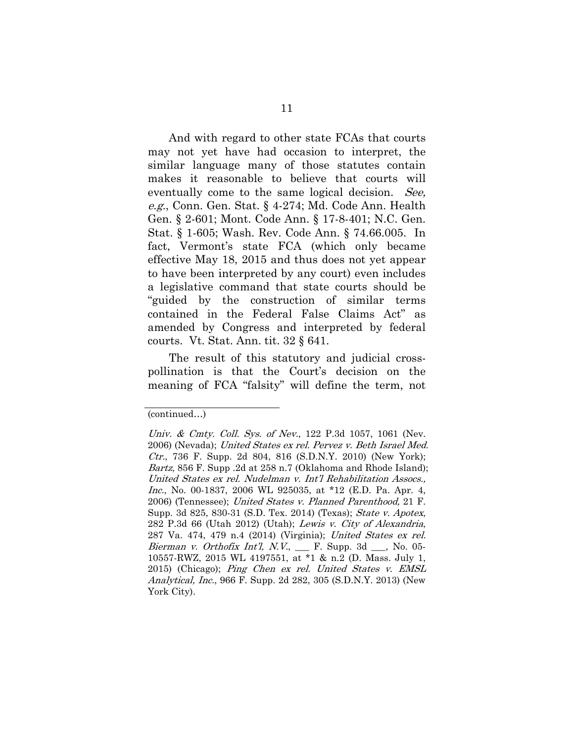And with regard to other state FCAs that courts may not yet have had occasion to interpret, the similar language many of those statutes contain makes it reasonable to believe that courts will eventually come to the same logical decision. *See, e.g.*, Conn. Gen. Stat. § 4-274; Md. Code Ann. Health Gen. § 2-601; Mont. Code Ann. § 17-8-401; N.C. Gen. Stat. § 1-605; Wash. Rev. Code Ann. § 74.66.005. In fact, Vermont's state FCA (which only became effective May 18, 2015 and thus does not yet appear to have been interpreted by any court) even includes a legislative command that state courts should be "guided by the construction of similar terms contained in the Federal False Claims Act" as amended by Congress and interpreted by federal courts. Vt. Stat. Ann. tit. 32 § 641.

The result of this statutory and judicial cross-pollination is that the Court's decision on the meaning of FCA "falsity" will define the term, not

---

(continued…)

*Univ. & Cmty. Coll. Sys. of Nev.*, 122 P.3d 1057, 1061 (Nev. 2006) (Nevada); *United States ex rel. Pervez v. Beth Israel Med. Ctr.*, 736 F. Supp. 2d 804, 816 (S.D.N.Y. 2010) (New York); *Bartz*, 856 F. Supp .2d at 258 n.7 (Oklahoma and Rhode Island); *United States ex rel. Nudelman v. Int'l Rehabilitation Assocs., Inc.*, No. 00-1837, 2006 WL 925035, at \*12 (E.D. Pa. Apr. 4, 2006) (Tennessee); *United States v. Planned Parenthood,* 21 F. Supp. 3d 825, 830-31 (S.D. Tex. 2014) (Texas); *State v. Apotex*, 282 P.3d 66 (Utah 2012) (Utah); *Lewis v. City of Alexandria*, 287 Va. 474, 479 n.4 (2014) (Virginia); *United States ex rel. Bierman v. Orthofix Int'l, N.V.*, \_\_\_ F. Supp. 3d \_\_\_, No. 05-10557-RWZ, 2015 WL 4197551, at \*1 & n.2 (D. Mass. July 1, 2015) (Chicago); *Ping Chen ex rel. United States v. EMSL Analytical, Inc.*, 966 F. Supp. 2d 282, 305 (S.D.N.Y. 2013) (New York City).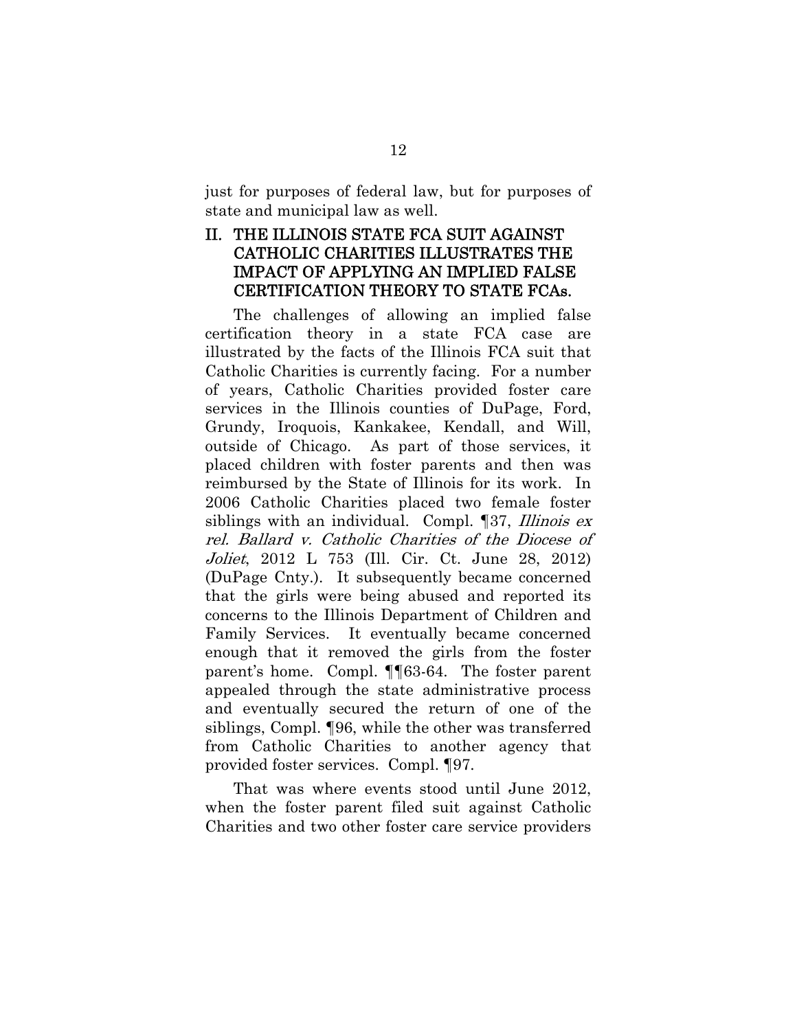just for purposes of federal law, but for purposes of state and municipal law as well.

## II. THE ILLINOIS STATE FCA SUIT AGAINST CATHOLIC CHARITIES ILLUSTRATES THE IMPACT OF APPLYING AN IMPLIED FALSE CERTIFICATION THEORY TO STATE FCAs.

The challenges of allowing an implied false certification theory in a state FCA case are illustrated by the facts of the Illinois FCA suit that Catholic Charities is currently facing. For a number of years, Catholic Charities provided foster care services in the Illinois counties of DuPage, Ford, Grundy, Iroquois, Kankakee, Kendall, and Will, outside of Chicago. As part of those services, it placed children with foster parents and then was reimbursed by the State of Illinois for its work. In 2006 Catholic Charities placed two female foster siblings with an individual. Compl. ¶37, *Illinois ex rel. Ballard v. Catholic Charities of the Diocese of Joliet*, 2012 L 753 (Ill. Cir. Ct. June 28, 2012) (DuPage Cnty.). It subsequently became concerned that the girls were being abused and reported its concerns to the Illinois Department of Children and Family Services. It eventually became concerned enough that it removed the girls from the foster parent's home. Compl. ¶¶63-64. The foster parent appealed through the state administrative process and eventually secured the return of one of the siblings, Compl. ¶96, while the other was transferred from Catholic Charities to another agency that provided foster services. Compl. ¶97.

That was where events stood until June 2012, when the foster parent filed suit against Catholic Charities and two other foster care service providers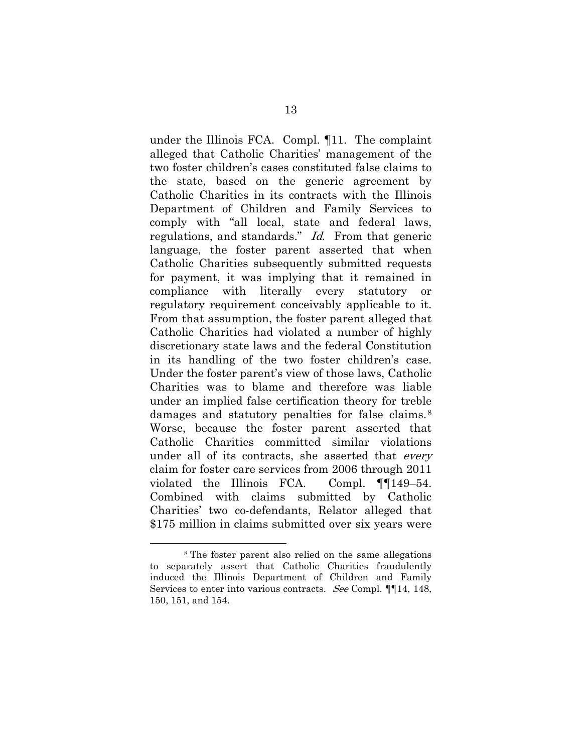under the Illinois FCA. Compl. ¶11. The complaint alleged that Catholic Charities' management of the two foster children's cases constituted false claims to the state, based on the generic agreement by Catholic Charities in its contracts with the Illinois Department of Children and Family Services to comply with "all local, state and federal laws, regulations, and standards." *Id.* From that generic language, the foster parent asserted that when Catholic Charities subsequently submitted requests for payment, it was implying that it remained in compliance with literally every statutory or regulatory requirement conceivably applicable to it. From that assumption, the foster parent alleged that Catholic Charities had violated a number of highly discretionary state laws and the federal Constitution in its handling of the two foster children's case. Under the foster parent's view of those laws, Catholic Charities was to blame and therefore was liable under an implied false certification theory for treble damages and statutory penalties for false claims.[8] Worse, because the foster parent asserted that Catholic Charities committed similar violations under all of its contracts, she asserted that *every* claim for foster care services from 2006 through 2011 violated the Illinois FCA. Compl. ¶¶149–54. Combined with claims submitted by Catholic Charities' two co-defendants, Relator alleged that $175 million in claims submitted over six years were

---

[8] The foster parent also relied on the same allegations to separately assert that Catholic Charities fraudulently induced the Illinois Department of Children and Family Services to enter into various contracts. *See* Compl. ¶¶14, 148, 150, 151, and 154.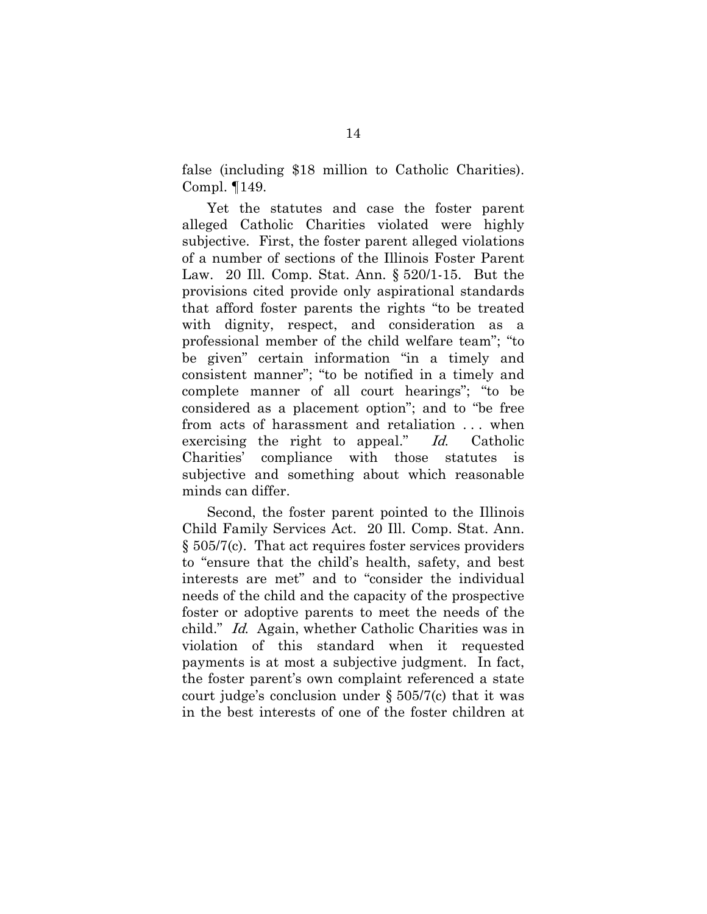false (including $18 million to Catholic Charities). Compl. ¶149.

Yet the statutes and case the foster parent alleged Catholic Charities violated were highly subjective. First, the foster parent alleged violations of a number of sections of the Illinois Foster Parent Law. 20 Ill. Comp. Stat. Ann. § 520/1-15. But the provisions cited provide only aspirational standards that afford foster parents the rights "to be treated with dignity, respect, and consideration as a professional member of the child welfare team"; "to be given" certain information "in a timely and consistent manner"; "to be notified in a timely and complete manner of all court hearings"; "to be considered as a placement option"; and to "be free from acts of harassment and retaliation . . . when exercising the right to appeal." *Id.* Catholic Charities' compliance with those statutes is subjective and something about which reasonable minds can differ.

Second, the foster parent pointed to the Illinois Child Family Services Act. 20 Ill. Comp. Stat. Ann. § 505/7(c). That act requires foster services providers to "ensure that the child's health, safety, and best interests are met" and to "consider the individual needs of the child and the capacity of the prospective foster or adoptive parents to meet the needs of the child." *Id.* Again, whether Catholic Charities was in violation of this standard when it requested payments is at most a subjective judgment. In fact, the foster parent's own complaint referenced a state court judge's conclusion under § 505/7(c) that it was in the best interests of one of the foster children at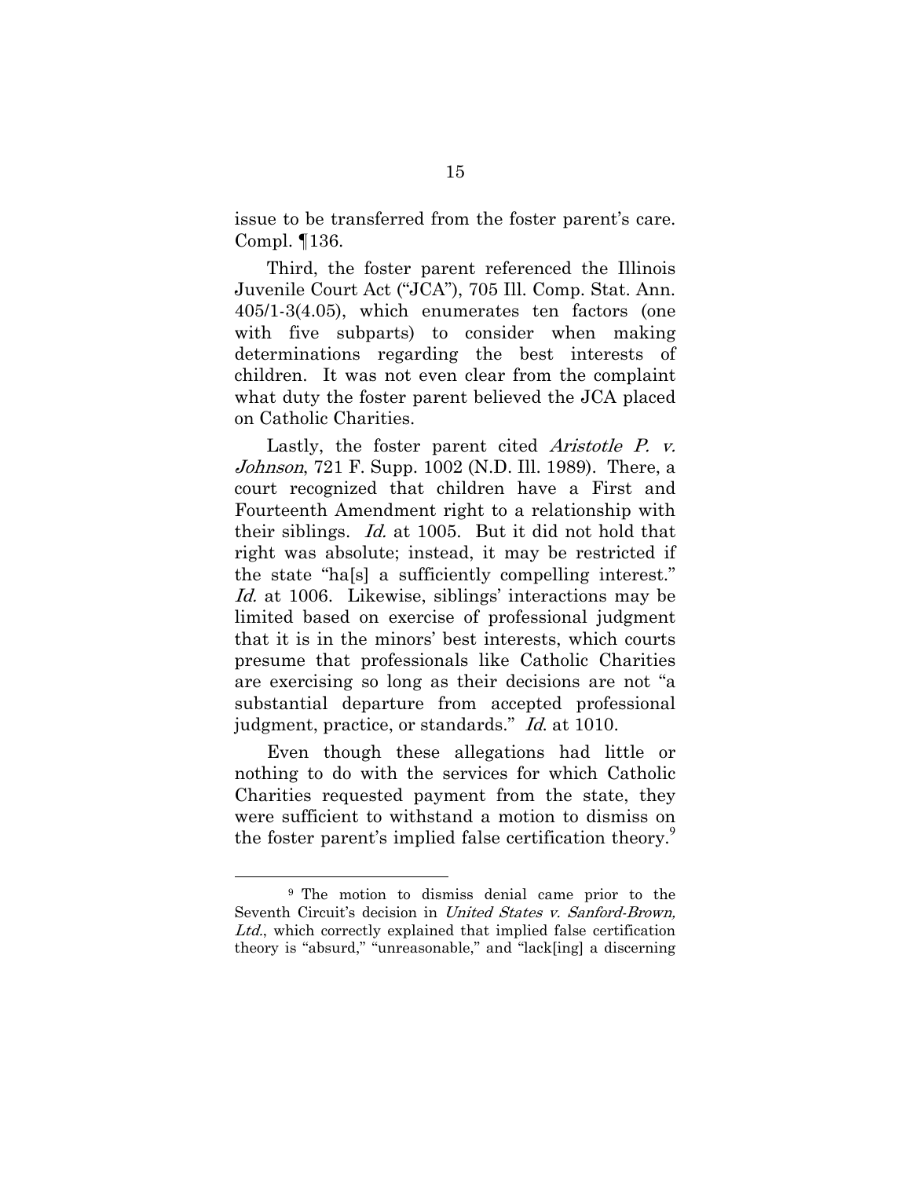issue to be transferred from the foster parent's care. Compl. ¶136.

Third, the foster parent referenced the Illinois Juvenile Court Act ("JCA"), 705 Ill. Comp. Stat. Ann. 405/1-3(4.05), which enumerates ten factors (one with five subparts) to consider when making determinations regarding the best interests of children. It was not even clear from the complaint what duty the foster parent believed the JCA placed on Catholic Charities.

Lastly, the foster parent cited *Aristotle P. v. Johnson*, 721 F. Supp. 1002 (N.D. Ill. 1989). There, a court recognized that children have a First and Fourteenth Amendment right to a relationship with their siblings. *Id.* at 1005. But it did not hold that right was absolute; instead, it may be restricted if the state "ha[s] a sufficiently compelling interest." *Id.* at 1006. Likewise, siblings' interactions may be limited based on exercise of professional judgment that it is in the minors' best interests, which courts presume that professionals like Catholic Charities are exercising so long as their decisions are not "a substantial departure from accepted professional judgment, practice, or standards." *Id.* at 1010.

Even though these allegations had little or nothing to do with the services for which Catholic Charities requested payment from the state, they were sufficient to withstand a motion to dismiss on the foster parent's implied false certification theory.[9]

---

[9] The motion to dismiss denial came prior to the Seventh Circuit's decision in *United States v. Sanford-Brown, Ltd.*, which correctly explained that implied false certification theory is "absurd," "unreasonable," and "lack[ing] a discerning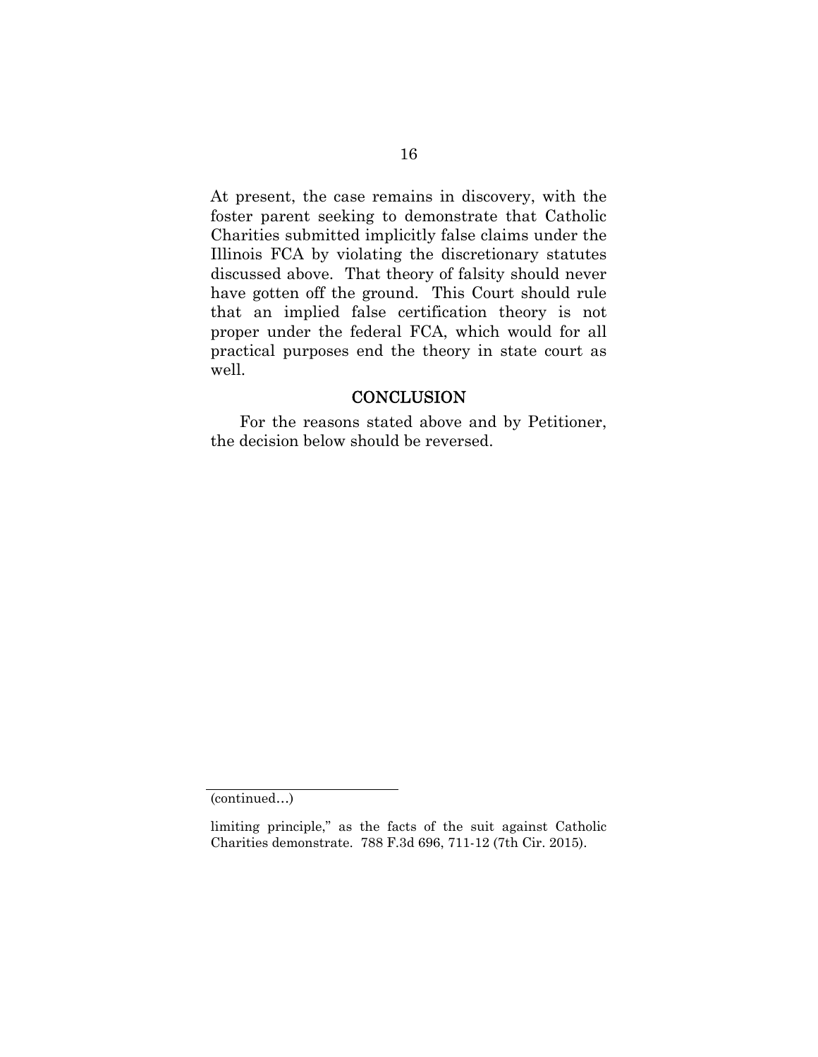At present, the case remains in discovery, with the foster parent seeking to demonstrate that Catholic Charities submitted implicitly false claims under the Illinois FCA by violating the discretionary statutes discussed above. That theory of falsity should never have gotten off the ground. This Court should rule that an implied false certification theory is not proper under the federal FCA, which would for all practical purposes end the theory in state court as well.

## CONCLUSION

For the reasons stated above and by Petitioner, the decision below should be reversed.

---

(continued…)

limiting principle," as the facts of the suit against Catholic Charities demonstrate. 788 F.3d 696, 711-12 (7th Cir. 2015).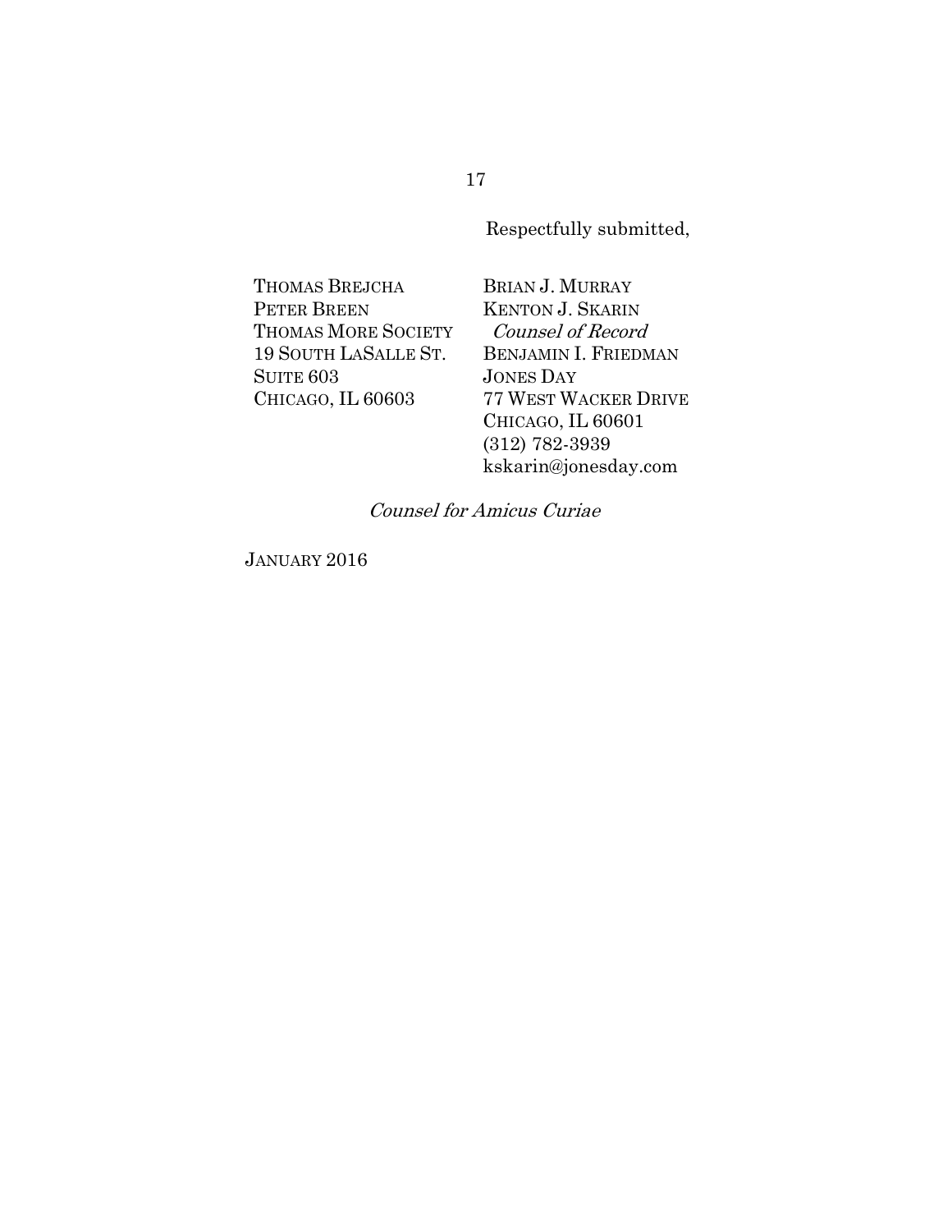Respectfully submitted,

THOMAS BREJCHA
PETER BREEN
THOMAS MORE SOCIETY
19 SOUTH LASALLE ST.
SUITE 603
CHICAGO, IL 60603

BRIAN J. MURRAY
KENTON J. SKARIN
*Counsel of Record*
BENJAMIN I. FRIEDMAN
JONES DAY
77 WEST WACKER DRIVE
CHICAGO, IL 60601
(312) 782-3939
kskarin@jonesday.com

*Counsel for Amicus Curiae*

JANUARY 2016